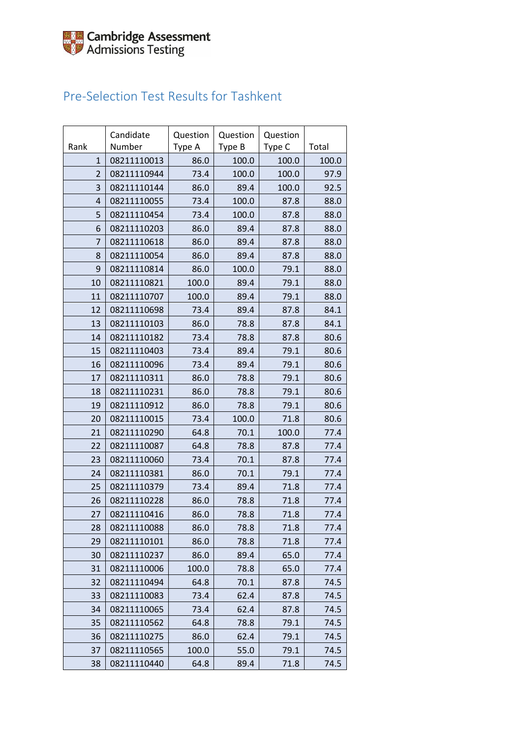Cambridge Assessment Admissions Testing

## Pre-Selection Test Results for Tashkent

| Rank | Candidate Number | Question Type A | Question Type B | Question Type C | Total |
|---|---|---|---|---|---|
| 1 | 08211110013 | 86.0 | 100.0 | 100.0 | 100.0 |
| 2 | 08211110944 | 73.4 | 100.0 | 100.0 | 97.9 |
| 3 | 08211110144 | 86.0 | 89.4 | 100.0 | 92.5 |
| 4 | 08211110055 | 73.4 | 100.0 | 87.8 | 88.0 |
| 5 | 08211110454 | 73.4 | 100.0 | 87.8 | 88.0 |
| 6 | 08211110203 | 86.0 | 89.4 | 87.8 | 88.0 |
| 7 | 08211110618 | 86.0 | 89.4 | 87.8 | 88.0 |
| 8 | 08211110054 | 86.0 | 89.4 | 87.8 | 88.0 |
| 9 | 08211110814 | 86.0 | 100.0 | 79.1 | 88.0 |
| 10 | 08211110821 | 100.0 | 89.4 | 79.1 | 88.0 |
| 11 | 08211110707 | 100.0 | 89.4 | 79.1 | 88.0 |
| 12 | 08211110698 | 73.4 | 89.4 | 87.8 | 84.1 |
| 13 | 08211110103 | 86.0 | 78.8 | 87.8 | 84.1 |
| 14 | 08211110182 | 73.4 | 78.8 | 87.8 | 80.6 |
| 15 | 08211110403 | 73.4 | 89.4 | 79.1 | 80.6 |
| 16 | 08211110096 | 73.4 | 89.4 | 79.1 | 80.6 |
| 17 | 08211110311 | 86.0 | 78.8 | 79.1 | 80.6 |
| 18 | 08211110231 | 86.0 | 78.8 | 79.1 | 80.6 |
| 19 | 08211110912 | 86.0 | 78.8 | 79.1 | 80.6 |
| 20 | 08211110015 | 73.4 | 100.0 | 71.8 | 80.6 |
| 21 | 08211110290 | 64.8 | 70.1 | 100.0 | 77.4 |
| 22 | 08211110087 | 64.8 | 78.8 | 87.8 | 77.4 |
| 23 | 08211110060 | 73.4 | 70.1 | 87.8 | 77.4 |
| 24 | 08211110381 | 86.0 | 70.1 | 79.1 | 77.4 |
| 25 | 08211110379 | 73.4 | 89.4 | 71.8 | 77.4 |
| 26 | 08211110228 | 86.0 | 78.8 | 71.8 | 77.4 |
| 27 | 08211110416 | 86.0 | 78.8 | 71.8 | 77.4 |
| 28 | 08211110088 | 86.0 | 78.8 | 71.8 | 77.4 |
| 29 | 08211110101 | 86.0 | 78.8 | 71.8 | 77.4 |
| 30 | 08211110237 | 86.0 | 89.4 | 65.0 | 77.4 |
| 31 | 08211110006 | 100.0 | 78.8 | 65.0 | 77.4 |
| 32 | 08211110494 | 64.8 | 70.1 | 87.8 | 74.5 |
| 33 | 08211110083 | 73.4 | 62.4 | 87.8 | 74.5 |
| 34 | 08211110065 | 73.4 | 62.4 | 87.8 | 74.5 |
| 35 | 08211110562 | 64.8 | 78.8 | 79.1 | 74.5 |
| 36 | 08211110275 | 86.0 | 62.4 | 79.1 | 74.5 |
| 37 | 08211110565 | 100.0 | 55.0 | 79.1 | 74.5 |
| 38 | 08211110440 | 64.8 | 89.4 | 71.8 | 74.5 |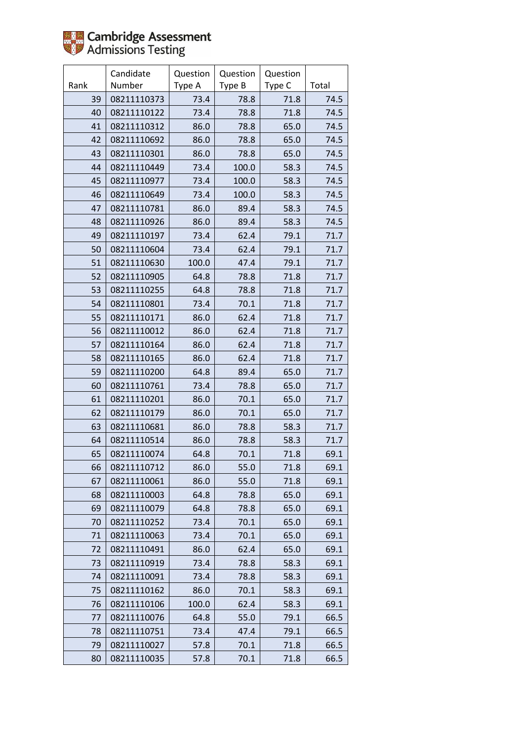Cambridge Assessment Admissions Testing

| Rank | Candidate Number | Question Type A | Question Type B | Question Type C | Total |
|---|---|---|---|---|---|
| 39 | 08211110373 | 73.4 | 78.8 | 71.8 | 74.5 |
| 40 | 08211110122 | 73.4 | 78.8 | 71.8 | 74.5 |
| 41 | 08211110312 | 86.0 | 78.8 | 65.0 | 74.5 |
| 42 | 08211110692 | 86.0 | 78.8 | 65.0 | 74.5 |
| 43 | 08211110301 | 86.0 | 78.8 | 65.0 | 74.5 |
| 44 | 08211110449 | 73.4 | 100.0 | 58.3 | 74.5 |
| 45 | 08211110977 | 73.4 | 100.0 | 58.3 | 74.5 |
| 46 | 08211110649 | 73.4 | 100.0 | 58.3 | 74.5 |
| 47 | 08211110781 | 86.0 | 89.4 | 58.3 | 74.5 |
| 48 | 08211110926 | 86.0 | 89.4 | 58.3 | 74.5 |
| 49 | 08211110197 | 73.4 | 62.4 | 79.1 | 71.7 |
| 50 | 08211110604 | 73.4 | 62.4 | 79.1 | 71.7 |
| 51 | 08211110630 | 100.0 | 47.4 | 79.1 | 71.7 |
| 52 | 08211110905 | 64.8 | 78.8 | 71.8 | 71.7 |
| 53 | 08211110255 | 64.8 | 78.8 | 71.8 | 71.7 |
| 54 | 08211110801 | 73.4 | 70.1 | 71.8 | 71.7 |
| 55 | 08211110171 | 86.0 | 62.4 | 71.8 | 71.7 |
| 56 | 08211110012 | 86.0 | 62.4 | 71.8 | 71.7 |
| 57 | 08211110164 | 86.0 | 62.4 | 71.8 | 71.7 |
| 58 | 08211110165 | 86.0 | 62.4 | 71.8 | 71.7 |
| 59 | 08211110200 | 64.8 | 89.4 | 65.0 | 71.7 |
| 60 | 08211110761 | 73.4 | 78.8 | 65.0 | 71.7 |
| 61 | 08211110201 | 86.0 | 70.1 | 65.0 | 71.7 |
| 62 | 08211110179 | 86.0 | 70.1 | 65.0 | 71.7 |
| 63 | 08211110681 | 86.0 | 78.8 | 58.3 | 71.7 |
| 64 | 08211110514 | 86.0 | 78.8 | 58.3 | 71.7 |
| 65 | 08211110074 | 64.8 | 70.1 | 71.8 | 69.1 |
| 66 | 08211110712 | 86.0 | 55.0 | 71.8 | 69.1 |
| 67 | 08211110061 | 86.0 | 55.0 | 71.8 | 69.1 |
| 68 | 08211110003 | 64.8 | 78.8 | 65.0 | 69.1 |
| 69 | 08211110079 | 64.8 | 78.8 | 65.0 | 69.1 |
| 70 | 08211110252 | 73.4 | 70.1 | 65.0 | 69.1 |
| 71 | 08211110063 | 73.4 | 70.1 | 65.0 | 69.1 |
| 72 | 08211110491 | 86.0 | 62.4 | 65.0 | 69.1 |
| 73 | 08211110919 | 73.4 | 78.8 | 58.3 | 69.1 |
| 74 | 08211110091 | 73.4 | 78.8 | 58.3 | 69.1 |
| 75 | 08211110162 | 86.0 | 70.1 | 58.3 | 69.1 |
| 76 | 08211110106 | 100.0 | 62.4 | 58.3 | 69.1 |
| 77 | 08211110076 | 64.8 | 55.0 | 79.1 | 66.5 |
| 78 | 08211110751 | 73.4 | 47.4 | 79.1 | 66.5 |
| 79 | 08211110027 | 57.8 | 70.1 | 71.8 | 66.5 |
| 80 | 08211110035 | 57.8 | 70.1 | 71.8 | 66.5 |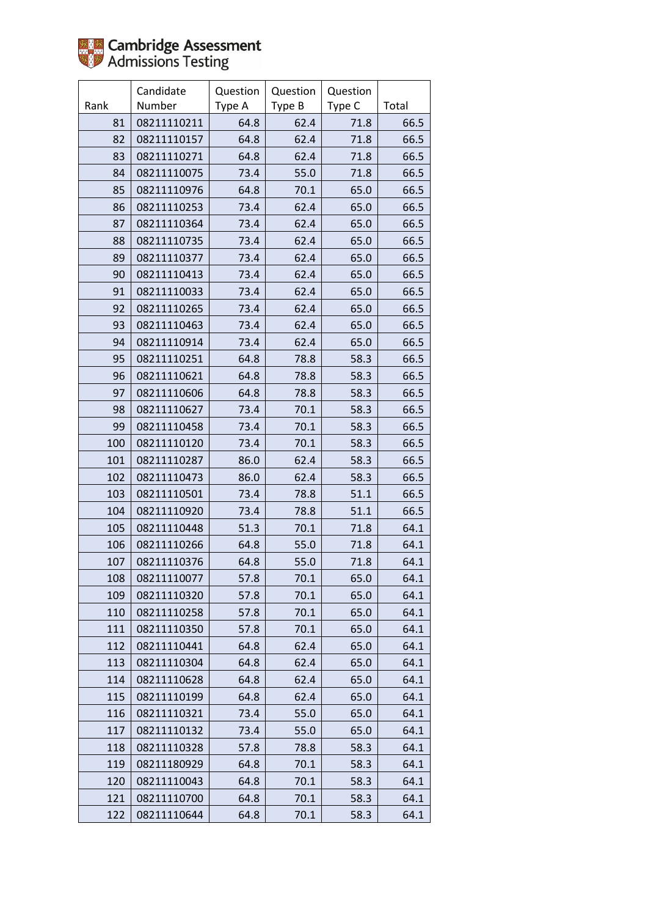| Rank | Candidate Number | Question Type A | Question Type B | Question Type C | Total |
|---|---|---|---|---|---|
| 81 | 08211110211 | 64.8 | 62.4 | 71.8 | 66.5 |
| 82 | 08211110157 | 64.8 | 62.4 | 71.8 | 66.5 |
| 83 | 08211110271 | 64.8 | 62.4 | 71.8 | 66.5 |
| 84 | 08211110075 | 73.4 | 55.0 | 71.8 | 66.5 |
| 85 | 08211110976 | 64.8 | 70.1 | 65.0 | 66.5 |
| 86 | 08211110253 | 73.4 | 62.4 | 65.0 | 66.5 |
| 87 | 08211110364 | 73.4 | 62.4 | 65.0 | 66.5 |
| 88 | 08211110735 | 73.4 | 62.4 | 65.0 | 66.5 |
| 89 | 08211110377 | 73.4 | 62.4 | 65.0 | 66.5 |
| 90 | 08211110413 | 73.4 | 62.4 | 65.0 | 66.5 |
| 91 | 08211110033 | 73.4 | 62.4 | 65.0 | 66.5 |
| 92 | 08211110265 | 73.4 | 62.4 | 65.0 | 66.5 |
| 93 | 08211110463 | 73.4 | 62.4 | 65.0 | 66.5 |
| 94 | 08211110914 | 73.4 | 62.4 | 65.0 | 66.5 |
| 95 | 08211110251 | 64.8 | 78.8 | 58.3 | 66.5 |
| 96 | 08211110621 | 64.8 | 78.8 | 58.3 | 66.5 |
| 97 | 08211110606 | 64.8 | 78.8 | 58.3 | 66.5 |
| 98 | 08211110627 | 73.4 | 70.1 | 58.3 | 66.5 |
| 99 | 08211110458 | 73.4 | 70.1 | 58.3 | 66.5 |
| 100 | 08211110120 | 73.4 | 70.1 | 58.3 | 66.5 |
| 101 | 08211110287 | 86.0 | 62.4 | 58.3 | 66.5 |
| 102 | 08211110473 | 86.0 | 62.4 | 58.3 | 66.5 |
| 103 | 08211110501 | 73.4 | 78.8 | 51.1 | 66.5 |
| 104 | 08211110920 | 73.4 | 78.8 | 51.1 | 66.5 |
| 105 | 08211110448 | 51.3 | 70.1 | 71.8 | 64.1 |
| 106 | 08211110266 | 64.8 | 55.0 | 71.8 | 64.1 |
| 107 | 08211110376 | 64.8 | 55.0 | 71.8 | 64.1 |
| 108 | 08211110077 | 57.8 | 70.1 | 65.0 | 64.1 |
| 109 | 08211110320 | 57.8 | 70.1 | 65.0 | 64.1 |
| 110 | 08211110258 | 57.8 | 70.1 | 65.0 | 64.1 |
| 111 | 08211110350 | 57.8 | 70.1 | 65.0 | 64.1 |
| 112 | 08211110441 | 64.8 | 62.4 | 65.0 | 64.1 |
| 113 | 08211110304 | 64.8 | 62.4 | 65.0 | 64.1 |
| 114 | 08211110628 | 64.8 | 62.4 | 65.0 | 64.1 |
| 115 | 08211110199 | 64.8 | 62.4 | 65.0 | 64.1 |
| 116 | 08211110321 | 73.4 | 55.0 | 65.0 | 64.1 |
| 117 | 08211110132 | 73.4 | 55.0 | 65.0 | 64.1 |
| 118 | 08211110328 | 57.8 | 78.8 | 58.3 | 64.1 |
| 119 | 08211180929 | 64.8 | 70.1 | 58.3 | 64.1 |
| 120 | 08211110043 | 64.8 | 70.1 | 58.3 | 64.1 |
| 121 | 08211110700 | 64.8 | 70.1 | 58.3 | 64.1 |
| 122 | 08211110644 | 64.8 | 70.1 | 58.3 | 64.1 |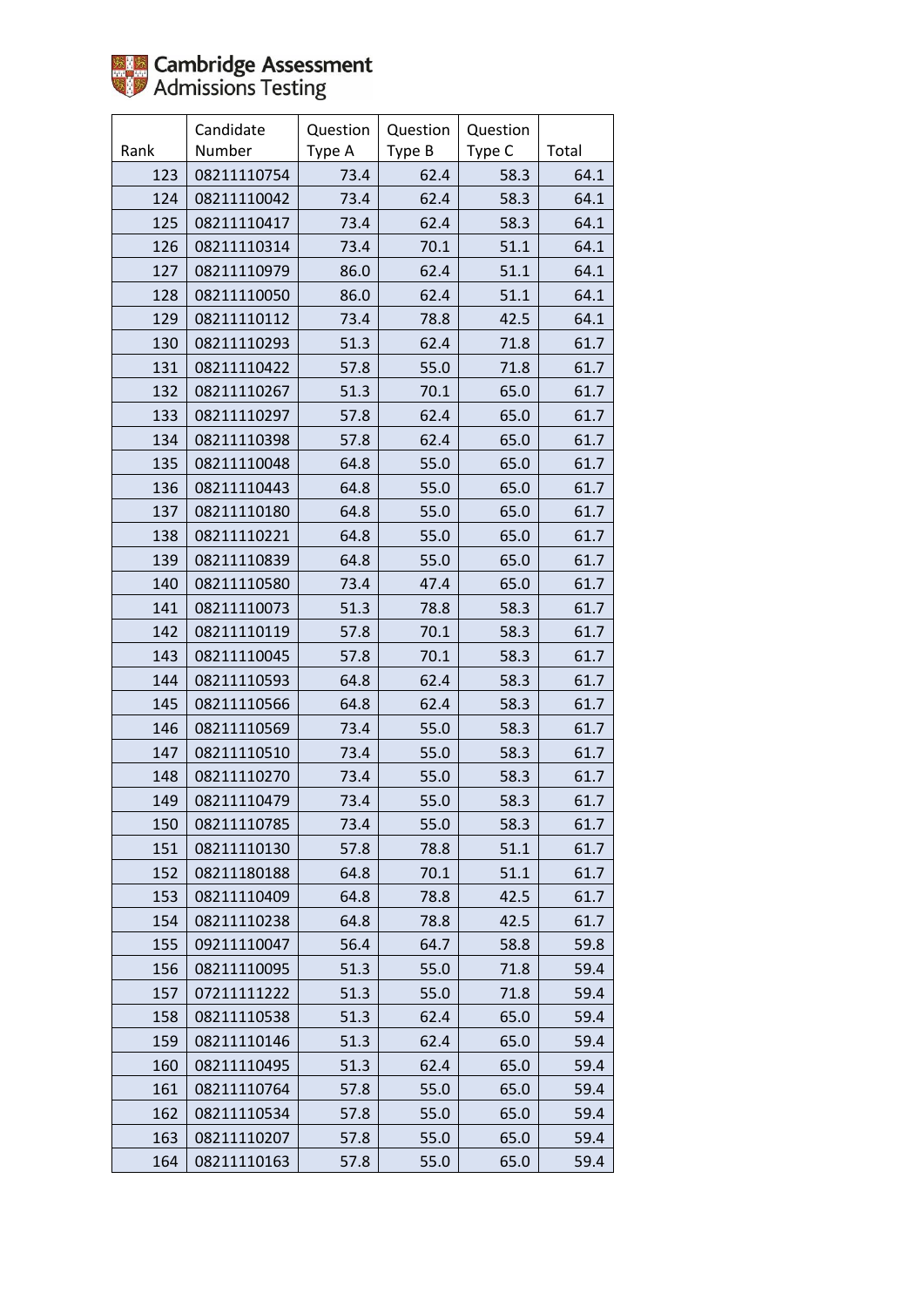Cambridge Assessment Admissions Testing

| Rank | Candidate Number | Question Type A | Question Type B | Question Type C | Total |
|---|---|---|---|---|---|
| 123 | 08211110754 | 73.4 | 62.4 | 58.3 | 64.1 |
| 124 | 08211110042 | 73.4 | 62.4 | 58.3 | 64.1 |
| 125 | 08211110417 | 73.4 | 62.4 | 58.3 | 64.1 |
| 126 | 08211110314 | 73.4 | 70.1 | 51.1 | 64.1 |
| 127 | 08211110979 | 86.0 | 62.4 | 51.1 | 64.1 |
| 128 | 08211110050 | 86.0 | 62.4 | 51.1 | 64.1 |
| 129 | 08211110112 | 73.4 | 78.8 | 42.5 | 64.1 |
| 130 | 08211110293 | 51.3 | 62.4 | 71.8 | 61.7 |
| 131 | 08211110422 | 57.8 | 55.0 | 71.8 | 61.7 |
| 132 | 08211110267 | 51.3 | 70.1 | 65.0 | 61.7 |
| 133 | 08211110297 | 57.8 | 62.4 | 65.0 | 61.7 |
| 134 | 08211110398 | 57.8 | 62.4 | 65.0 | 61.7 |
| 135 | 08211110048 | 64.8 | 55.0 | 65.0 | 61.7 |
| 136 | 08211110443 | 64.8 | 55.0 | 65.0 | 61.7 |
| 137 | 08211110180 | 64.8 | 55.0 | 65.0 | 61.7 |
| 138 | 08211110221 | 64.8 | 55.0 | 65.0 | 61.7 |
| 139 | 08211110839 | 64.8 | 55.0 | 65.0 | 61.7 |
| 140 | 08211110580 | 73.4 | 47.4 | 65.0 | 61.7 |
| 141 | 08211110073 | 51.3 | 78.8 | 58.3 | 61.7 |
| 142 | 08211110119 | 57.8 | 70.1 | 58.3 | 61.7 |
| 143 | 08211110045 | 57.8 | 70.1 | 58.3 | 61.7 |
| 144 | 08211110593 | 64.8 | 62.4 | 58.3 | 61.7 |
| 145 | 08211110566 | 64.8 | 62.4 | 58.3 | 61.7 |
| 146 | 08211110569 | 73.4 | 55.0 | 58.3 | 61.7 |
| 147 | 08211110510 | 73.4 | 55.0 | 58.3 | 61.7 |
| 148 | 08211110270 | 73.4 | 55.0 | 58.3 | 61.7 |
| 149 | 08211110479 | 73.4 | 55.0 | 58.3 | 61.7 |
| 150 | 08211110785 | 73.4 | 55.0 | 58.3 | 61.7 |
| 151 | 08211110130 | 57.8 | 78.8 | 51.1 | 61.7 |
| 152 | 08211180188 | 64.8 | 70.1 | 51.1 | 61.7 |
| 153 | 08211110409 | 64.8 | 78.8 | 42.5 | 61.7 |
| 154 | 08211110238 | 64.8 | 78.8 | 42.5 | 61.7 |
| 155 | 09211110047 | 56.4 | 64.7 | 58.8 | 59.8 |
| 156 | 08211110095 | 51.3 | 55.0 | 71.8 | 59.4 |
| 157 | 07211111222 | 51.3 | 55.0 | 71.8 | 59.4 |
| 158 | 08211110538 | 51.3 | 62.4 | 65.0 | 59.4 |
| 159 | 08211110146 | 51.3 | 62.4 | 65.0 | 59.4 |
| 160 | 08211110495 | 51.3 | 62.4 | 65.0 | 59.4 |
| 161 | 08211110764 | 57.8 | 55.0 | 65.0 | 59.4 |
| 162 | 08211110534 | 57.8 | 55.0 | 65.0 | 59.4 |
| 163 | 08211110207 | 57.8 | 55.0 | 65.0 | 59.4 |
| 164 | 08211110163 | 57.8 | 55.0 | 65.0 | 59.4 |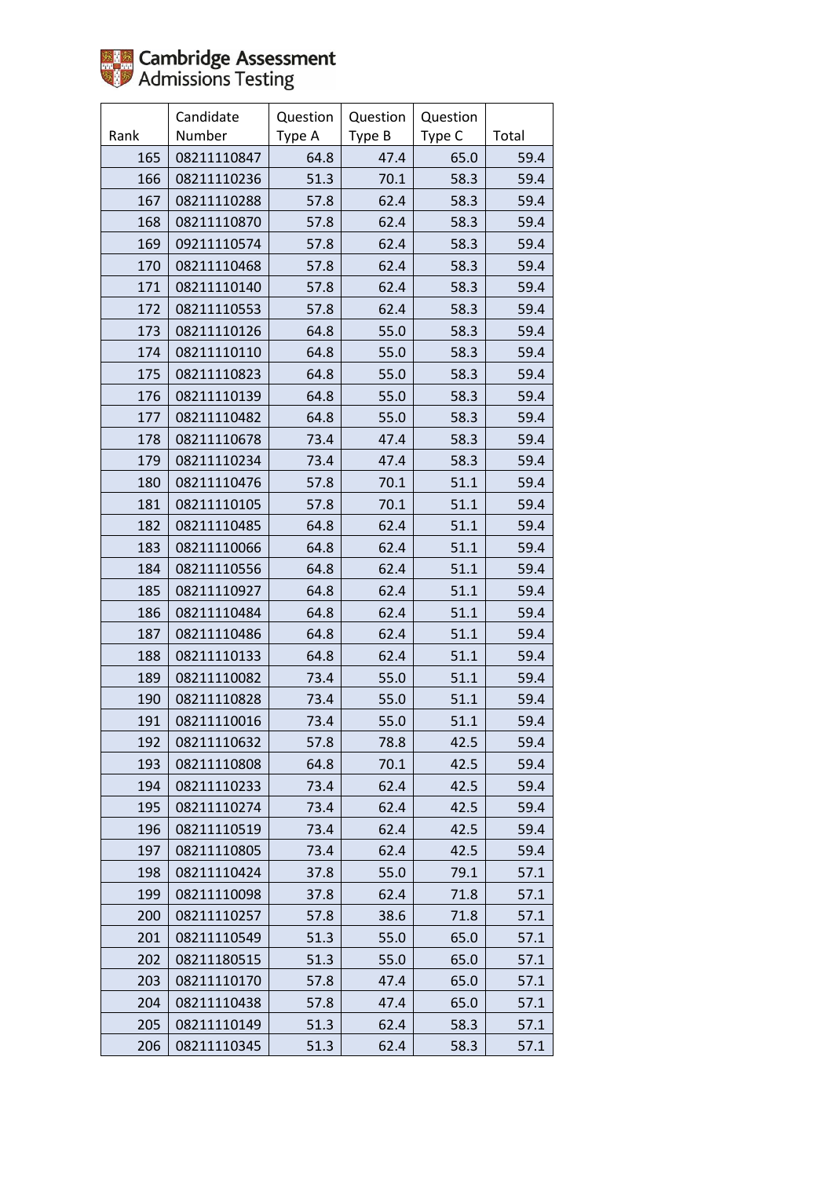| Rank | Candidate Number | Question Type A | Question Type B | Question Type C | Total |
|---|---|---|---|---|---|
| 165 | 08211110847 | 64.8 | 47.4 | 65.0 | 59.4 |
| 166 | 08211110236 | 51.3 | 70.1 | 58.3 | 59.4 |
| 167 | 08211110288 | 57.8 | 62.4 | 58.3 | 59.4 |
| 168 | 08211110870 | 57.8 | 62.4 | 58.3 | 59.4 |
| 169 | 09211110574 | 57.8 | 62.4 | 58.3 | 59.4 |
| 170 | 08211110468 | 57.8 | 62.4 | 58.3 | 59.4 |
| 171 | 08211110140 | 57.8 | 62.4 | 58.3 | 59.4 |
| 172 | 08211110553 | 57.8 | 62.4 | 58.3 | 59.4 |
| 173 | 08211110126 | 64.8 | 55.0 | 58.3 | 59.4 |
| 174 | 08211110110 | 64.8 | 55.0 | 58.3 | 59.4 |
| 175 | 08211110823 | 64.8 | 55.0 | 58.3 | 59.4 |
| 176 | 08211110139 | 64.8 | 55.0 | 58.3 | 59.4 |
| 177 | 08211110482 | 64.8 | 55.0 | 58.3 | 59.4 |
| 178 | 08211110678 | 73.4 | 47.4 | 58.3 | 59.4 |
| 179 | 08211110234 | 73.4 | 47.4 | 58.3 | 59.4 |
| 180 | 08211110476 | 57.8 | 70.1 | 51.1 | 59.4 |
| 181 | 08211110105 | 57.8 | 70.1 | 51.1 | 59.4 |
| 182 | 08211110485 | 64.8 | 62.4 | 51.1 | 59.4 |
| 183 | 08211110066 | 64.8 | 62.4 | 51.1 | 59.4 |
| 184 | 08211110556 | 64.8 | 62.4 | 51.1 | 59.4 |
| 185 | 08211110927 | 64.8 | 62.4 | 51.1 | 59.4 |
| 186 | 08211110484 | 64.8 | 62.4 | 51.1 | 59.4 |
| 187 | 08211110486 | 64.8 | 62.4 | 51.1 | 59.4 |
| 188 | 08211110133 | 64.8 | 62.4 | 51.1 | 59.4 |
| 189 | 08211110082 | 73.4 | 55.0 | 51.1 | 59.4 |
| 190 | 08211110828 | 73.4 | 55.0 | 51.1 | 59.4 |
| 191 | 08211110016 | 73.4 | 55.0 | 51.1 | 59.4 |
| 192 | 08211110632 | 57.8 | 78.8 | 42.5 | 59.4 |
| 193 | 08211110808 | 64.8 | 70.1 | 42.5 | 59.4 |
| 194 | 08211110233 | 73.4 | 62.4 | 42.5 | 59.4 |
| 195 | 08211110274 | 73.4 | 62.4 | 42.5 | 59.4 |
| 196 | 08211110519 | 73.4 | 62.4 | 42.5 | 59.4 |
| 197 | 08211110805 | 73.4 | 62.4 | 42.5 | 59.4 |
| 198 | 08211110424 | 37.8 | 55.0 | 79.1 | 57.1 |
| 199 | 08211110098 | 37.8 | 62.4 | 71.8 | 57.1 |
| 200 | 08211110257 | 57.8 | 38.6 | 71.8 | 57.1 |
| 201 | 08211110549 | 51.3 | 55.0 | 65.0 | 57.1 |
| 202 | 08211180515 | 51.3 | 55.0 | 65.0 | 57.1 |
| 203 | 08211110170 | 57.8 | 47.4 | 65.0 | 57.1 |
| 204 | 08211110438 | 57.8 | 47.4 | 65.0 | 57.1 |
| 205 | 08211110149 | 51.3 | 62.4 | 58.3 | 57.1 |
| 206 | 08211110345 | 51.3 | 62.4 | 58.3 | 57.1 |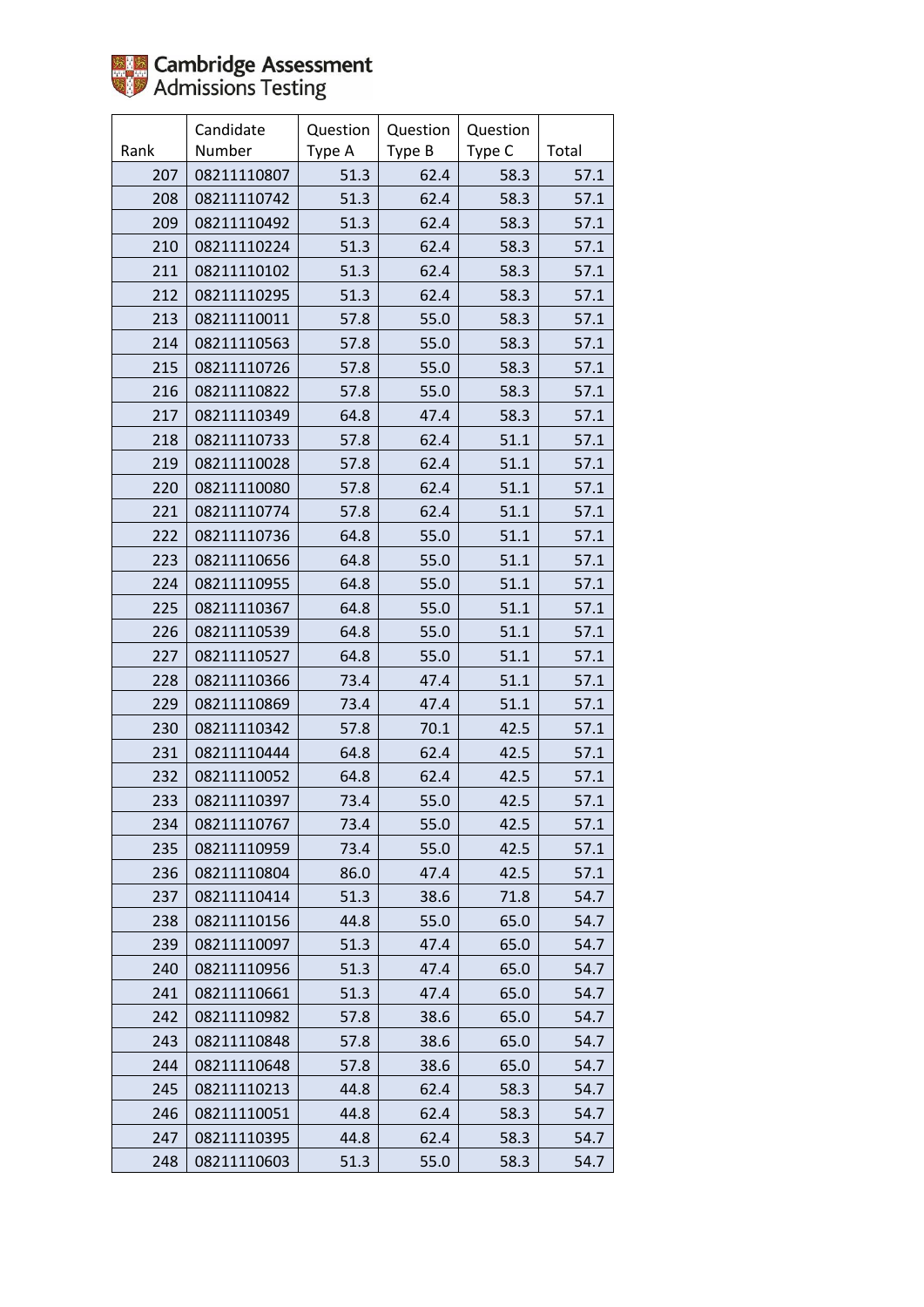Cambridge Assessment Admissions Testing

| Rank | Candidate Number | Question Type A | Question Type B | Question Type C | Total |
|---|---|---|---|---|---|
| 207 | 08211110807 | 51.3 | 62.4 | 58.3 | 57.1 |
| 208 | 08211110742 | 51.3 | 62.4 | 58.3 | 57.1 |
| 209 | 08211110492 | 51.3 | 62.4 | 58.3 | 57.1 |
| 210 | 08211110224 | 51.3 | 62.4 | 58.3 | 57.1 |
| 211 | 08211110102 | 51.3 | 62.4 | 58.3 | 57.1 |
| 212 | 08211110295 | 51.3 | 62.4 | 58.3 | 57.1 |
| 213 | 08211110011 | 57.8 | 55.0 | 58.3 | 57.1 |
| 214 | 08211110563 | 57.8 | 55.0 | 58.3 | 57.1 |
| 215 | 08211110726 | 57.8 | 55.0 | 58.3 | 57.1 |
| 216 | 08211110822 | 57.8 | 55.0 | 58.3 | 57.1 |
| 217 | 08211110349 | 64.8 | 47.4 | 58.3 | 57.1 |
| 218 | 08211110733 | 57.8 | 62.4 | 51.1 | 57.1 |
| 219 | 08211110028 | 57.8 | 62.4 | 51.1 | 57.1 |
| 220 | 08211110080 | 57.8 | 62.4 | 51.1 | 57.1 |
| 221 | 08211110774 | 57.8 | 62.4 | 51.1 | 57.1 |
| 222 | 08211110736 | 64.8 | 55.0 | 51.1 | 57.1 |
| 223 | 08211110656 | 64.8 | 55.0 | 51.1 | 57.1 |
| 224 | 08211110955 | 64.8 | 55.0 | 51.1 | 57.1 |
| 225 | 08211110367 | 64.8 | 55.0 | 51.1 | 57.1 |
| 226 | 08211110539 | 64.8 | 55.0 | 51.1 | 57.1 |
| 227 | 08211110527 | 64.8 | 55.0 | 51.1 | 57.1 |
| 228 | 08211110366 | 73.4 | 47.4 | 51.1 | 57.1 |
| 229 | 08211110869 | 73.4 | 47.4 | 51.1 | 57.1 |
| 230 | 08211110342 | 57.8 | 70.1 | 42.5 | 57.1 |
| 231 | 08211110444 | 64.8 | 62.4 | 42.5 | 57.1 |
| 232 | 08211110052 | 64.8 | 62.4 | 42.5 | 57.1 |
| 233 | 08211110397 | 73.4 | 55.0 | 42.5 | 57.1 |
| 234 | 08211110767 | 73.4 | 55.0 | 42.5 | 57.1 |
| 235 | 08211110959 | 73.4 | 55.0 | 42.5 | 57.1 |
| 236 | 08211110804 | 86.0 | 47.4 | 42.5 | 57.1 |
| 237 | 08211110414 | 51.3 | 38.6 | 71.8 | 54.7 |
| 238 | 08211110156 | 44.8 | 55.0 | 65.0 | 54.7 |
| 239 | 08211110097 | 51.3 | 47.4 | 65.0 | 54.7 |
| 240 | 08211110956 | 51.3 | 47.4 | 65.0 | 54.7 |
| 241 | 08211110661 | 51.3 | 47.4 | 65.0 | 54.7 |
| 242 | 08211110982 | 57.8 | 38.6 | 65.0 | 54.7 |
| 243 | 08211110848 | 57.8 | 38.6 | 65.0 | 54.7 |
| 244 | 08211110648 | 57.8 | 38.6 | 65.0 | 54.7 |
| 245 | 08211110213 | 44.8 | 62.4 | 58.3 | 54.7 |
| 246 | 08211110051 | 44.8 | 62.4 | 58.3 | 54.7 |
| 247 | 08211110395 | 44.8 | 62.4 | 58.3 | 54.7 |
| 248 | 08211110603 | 51.3 | 55.0 | 58.3 | 54.7 |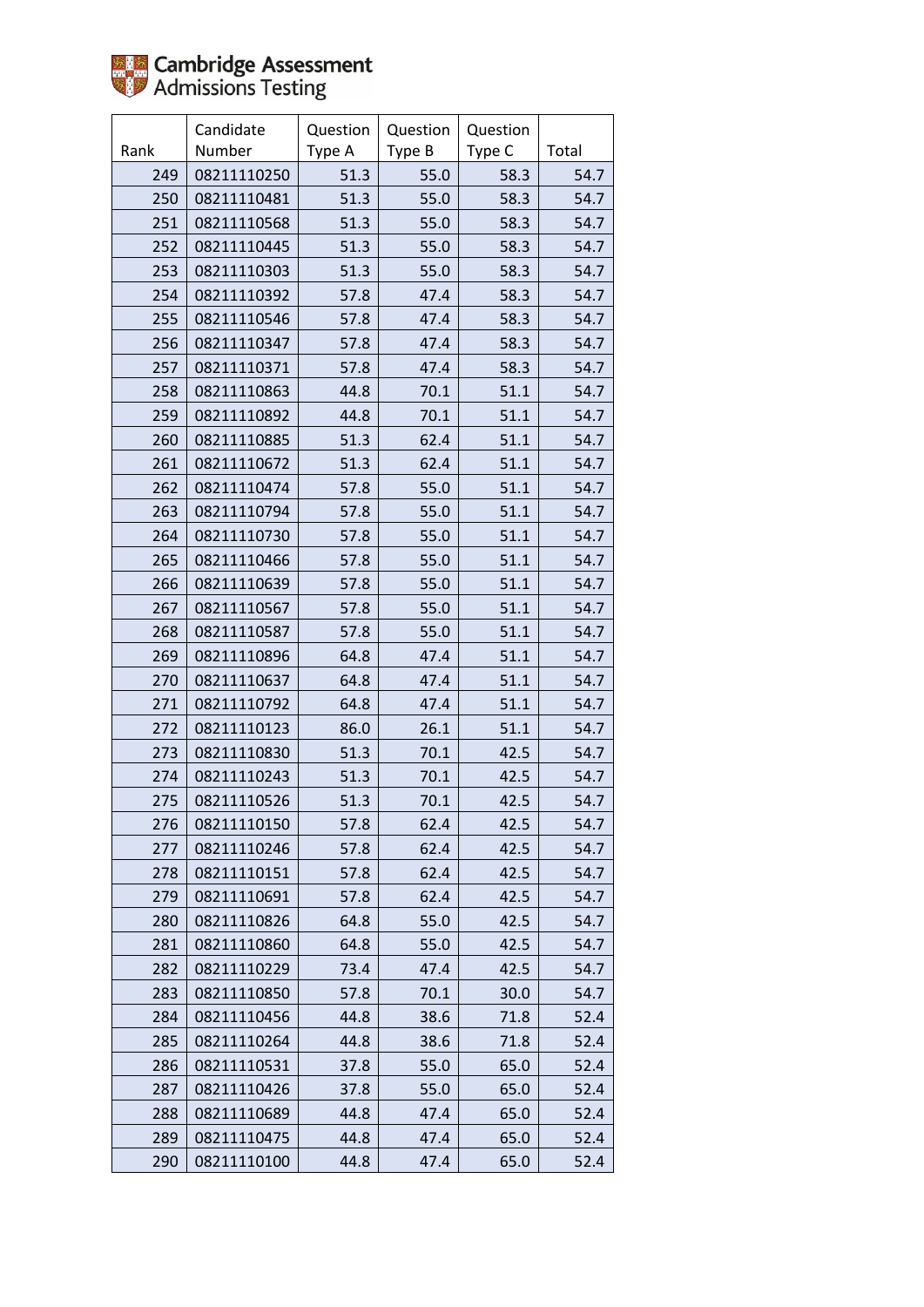| Rank | Candidate Number | Question Type A | Question Type B | Question Type C | Total |
|---|---|---|---|---|---|
| 249 | 08211110250 | 51.3 | 55.0 | 58.3 | 54.7 |
| 250 | 08211110481 | 51.3 | 55.0 | 58.3 | 54.7 |
| 251 | 08211110568 | 51.3 | 55.0 | 58.3 | 54.7 |
| 252 | 08211110445 | 51.3 | 55.0 | 58.3 | 54.7 |
| 253 | 08211110303 | 51.3 | 55.0 | 58.3 | 54.7 |
| 254 | 08211110392 | 57.8 | 47.4 | 58.3 | 54.7 |
| 255 | 08211110546 | 57.8 | 47.4 | 58.3 | 54.7 |
| 256 | 08211110347 | 57.8 | 47.4 | 58.3 | 54.7 |
| 257 | 08211110371 | 57.8 | 47.4 | 58.3 | 54.7 |
| 258 | 08211110863 | 44.8 | 70.1 | 51.1 | 54.7 |
| 259 | 08211110892 | 44.8 | 70.1 | 51.1 | 54.7 |
| 260 | 08211110885 | 51.3 | 62.4 | 51.1 | 54.7 |
| 261 | 08211110672 | 51.3 | 62.4 | 51.1 | 54.7 |
| 262 | 08211110474 | 57.8 | 55.0 | 51.1 | 54.7 |
| 263 | 08211110794 | 57.8 | 55.0 | 51.1 | 54.7 |
| 264 | 08211110730 | 57.8 | 55.0 | 51.1 | 54.7 |
| 265 | 08211110466 | 57.8 | 55.0 | 51.1 | 54.7 |
| 266 | 08211110639 | 57.8 | 55.0 | 51.1 | 54.7 |
| 267 | 08211110567 | 57.8 | 55.0 | 51.1 | 54.7 |
| 268 | 08211110587 | 57.8 | 55.0 | 51.1 | 54.7 |
| 269 | 08211110896 | 64.8 | 47.4 | 51.1 | 54.7 |
| 270 | 08211110637 | 64.8 | 47.4 | 51.1 | 54.7 |
| 271 | 08211110792 | 64.8 | 47.4 | 51.1 | 54.7 |
| 272 | 08211110123 | 86.0 | 26.1 | 51.1 | 54.7 |
| 273 | 08211110830 | 51.3 | 70.1 | 42.5 | 54.7 |
| 274 | 08211110243 | 51.3 | 70.1 | 42.5 | 54.7 |
| 275 | 08211110526 | 51.3 | 70.1 | 42.5 | 54.7 |
| 276 | 08211110150 | 57.8 | 62.4 | 42.5 | 54.7 |
| 277 | 08211110246 | 57.8 | 62.4 | 42.5 | 54.7 |
| 278 | 08211110151 | 57.8 | 62.4 | 42.5 | 54.7 |
| 279 | 08211110691 | 57.8 | 62.4 | 42.5 | 54.7 |
| 280 | 08211110826 | 64.8 | 55.0 | 42.5 | 54.7 |
| 281 | 08211110860 | 64.8 | 55.0 | 42.5 | 54.7 |
| 282 | 08211110229 | 73.4 | 47.4 | 42.5 | 54.7 |
| 283 | 08211110850 | 57.8 | 70.1 | 30.0 | 54.7 |
| 284 | 08211110456 | 44.8 | 38.6 | 71.8 | 52.4 |
| 285 | 08211110264 | 44.8 | 38.6 | 71.8 | 52.4 |
| 286 | 08211110531 | 37.8 | 55.0 | 65.0 | 52.4 |
| 287 | 08211110426 | 37.8 | 55.0 | 65.0 | 52.4 |
| 288 | 08211110689 | 44.8 | 47.4 | 65.0 | 52.4 |
| 289 | 08211110475 | 44.8 | 47.4 | 65.0 | 52.4 |
| 290 | 08211110100 | 44.8 | 47.4 | 65.0 | 52.4 |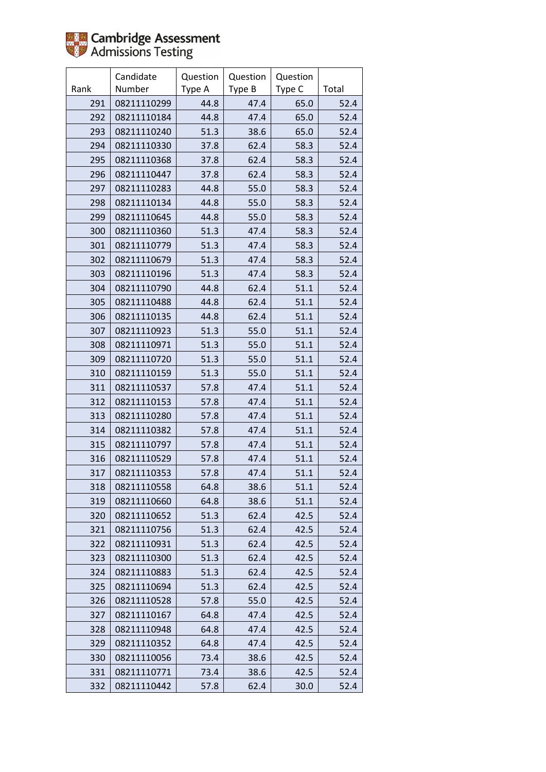| Rank | Candidate Number | Question Type A | Question Type B | Question Type C | Total |
|---|---|---|---|---|---|
| 291 | 08211110299 | 44.8 | 47.4 | 65.0 | 52.4 |
| 292 | 08211110184 | 44.8 | 47.4 | 65.0 | 52.4 |
| 293 | 08211110240 | 51.3 | 38.6 | 65.0 | 52.4 |
| 294 | 08211110330 | 37.8 | 62.4 | 58.3 | 52.4 |
| 295 | 08211110368 | 37.8 | 62.4 | 58.3 | 52.4 |
| 296 | 08211110447 | 37.8 | 62.4 | 58.3 | 52.4 |
| 297 | 08211110283 | 44.8 | 55.0 | 58.3 | 52.4 |
| 298 | 08211110134 | 44.8 | 55.0 | 58.3 | 52.4 |
| 299 | 08211110645 | 44.8 | 55.0 | 58.3 | 52.4 |
| 300 | 08211110360 | 51.3 | 47.4 | 58.3 | 52.4 |
| 301 | 08211110779 | 51.3 | 47.4 | 58.3 | 52.4 |
| 302 | 08211110679 | 51.3 | 47.4 | 58.3 | 52.4 |
| 303 | 08211110196 | 51.3 | 47.4 | 58.3 | 52.4 |
| 304 | 08211110790 | 44.8 | 62.4 | 51.1 | 52.4 |
| 305 | 08211110488 | 44.8 | 62.4 | 51.1 | 52.4 |
| 306 | 08211110135 | 44.8 | 62.4 | 51.1 | 52.4 |
| 307 | 08211110923 | 51.3 | 55.0 | 51.1 | 52.4 |
| 308 | 08211110971 | 51.3 | 55.0 | 51.1 | 52.4 |
| 309 | 08211110720 | 51.3 | 55.0 | 51.1 | 52.4 |
| 310 | 08211110159 | 51.3 | 55.0 | 51.1 | 52.4 |
| 311 | 08211110537 | 57.8 | 47.4 | 51.1 | 52.4 |
| 312 | 08211110153 | 57.8 | 47.4 | 51.1 | 52.4 |
| 313 | 08211110280 | 57.8 | 47.4 | 51.1 | 52.4 |
| 314 | 08211110382 | 57.8 | 47.4 | 51.1 | 52.4 |
| 315 | 08211110797 | 57.8 | 47.4 | 51.1 | 52.4 |
| 316 | 08211110529 | 57.8 | 47.4 | 51.1 | 52.4 |
| 317 | 08211110353 | 57.8 | 47.4 | 51.1 | 52.4 |
| 318 | 08211110558 | 64.8 | 38.6 | 51.1 | 52.4 |
| 319 | 08211110660 | 64.8 | 38.6 | 51.1 | 52.4 |
| 320 | 08211110652 | 51.3 | 62.4 | 42.5 | 52.4 |
| 321 | 08211110756 | 51.3 | 62.4 | 42.5 | 52.4 |
| 322 | 08211110931 | 51.3 | 62.4 | 42.5 | 52.4 |
| 323 | 08211110300 | 51.3 | 62.4 | 42.5 | 52.4 |
| 324 | 08211110883 | 51.3 | 62.4 | 42.5 | 52.4 |
| 325 | 08211110694 | 51.3 | 62.4 | 42.5 | 52.4 |
| 326 | 08211110528 | 57.8 | 55.0 | 42.5 | 52.4 |
| 327 | 08211110167 | 64.8 | 47.4 | 42.5 | 52.4 |
| 328 | 08211110948 | 64.8 | 47.4 | 42.5 | 52.4 |
| 329 | 08211110352 | 64.8 | 47.4 | 42.5 | 52.4 |
| 330 | 08211110056 | 73.4 | 38.6 | 42.5 | 52.4 |
| 331 | 08211110771 | 73.4 | 38.6 | 42.5 | 52.4 |
| 332 | 08211110442 | 57.8 | 62.4 | 30.0 | 52.4 |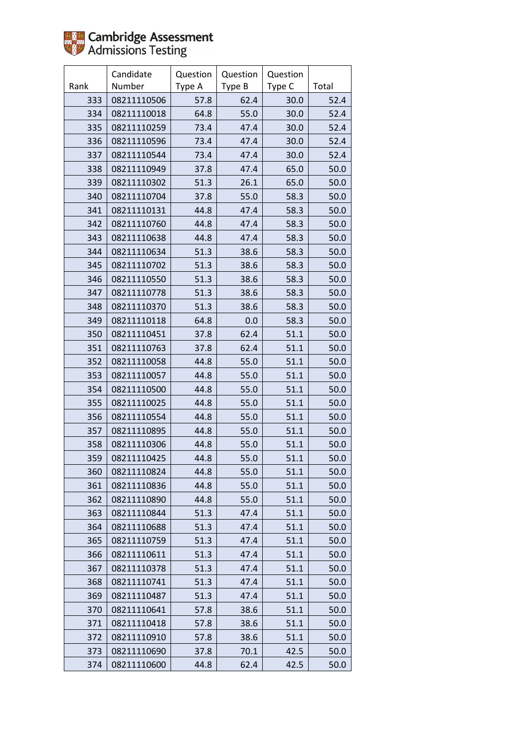Cambridge Assessment Admissions Testing

| Rank | Candidate Number | Question Type A | Question Type B | Question Type C | Total |
|---|---|---|---|---|---|
| 333 | 08211110506 | 57.8 | 62.4 | 30.0 | 52.4 |
| 334 | 08211110018 | 64.8 | 55.0 | 30.0 | 52.4 |
| 335 | 08211110259 | 73.4 | 47.4 | 30.0 | 52.4 |
| 336 | 08211110596 | 73.4 | 47.4 | 30.0 | 52.4 |
| 337 | 08211110544 | 73.4 | 47.4 | 30.0 | 52.4 |
| 338 | 08211110949 | 37.8 | 47.4 | 65.0 | 50.0 |
| 339 | 08211110302 | 51.3 | 26.1 | 65.0 | 50.0 |
| 340 | 08211110704 | 37.8 | 55.0 | 58.3 | 50.0 |
| 341 | 08211110131 | 44.8 | 47.4 | 58.3 | 50.0 |
| 342 | 08211110760 | 44.8 | 47.4 | 58.3 | 50.0 |
| 343 | 08211110638 | 44.8 | 47.4 | 58.3 | 50.0 |
| 344 | 08211110634 | 51.3 | 38.6 | 58.3 | 50.0 |
| 345 | 08211110702 | 51.3 | 38.6 | 58.3 | 50.0 |
| 346 | 08211110550 | 51.3 | 38.6 | 58.3 | 50.0 |
| 347 | 08211110778 | 51.3 | 38.6 | 58.3 | 50.0 |
| 348 | 08211110370 | 51.3 | 38.6 | 58.3 | 50.0 |
| 349 | 08211110118 | 64.8 | 0.0 | 58.3 | 50.0 |
| 350 | 08211110451 | 37.8 | 62.4 | 51.1 | 50.0 |
| 351 | 08211110763 | 37.8 | 62.4 | 51.1 | 50.0 |
| 352 | 08211110058 | 44.8 | 55.0 | 51.1 | 50.0 |
| 353 | 08211110057 | 44.8 | 55.0 | 51.1 | 50.0 |
| 354 | 08211110500 | 44.8 | 55.0 | 51.1 | 50.0 |
| 355 | 08211110025 | 44.8 | 55.0 | 51.1 | 50.0 |
| 356 | 08211110554 | 44.8 | 55.0 | 51.1 | 50.0 |
| 357 | 08211110895 | 44.8 | 55.0 | 51.1 | 50.0 |
| 358 | 08211110306 | 44.8 | 55.0 | 51.1 | 50.0 |
| 359 | 08211110425 | 44.8 | 55.0 | 51.1 | 50.0 |
| 360 | 08211110824 | 44.8 | 55.0 | 51.1 | 50.0 |
| 361 | 08211110836 | 44.8 | 55.0 | 51.1 | 50.0 |
| 362 | 08211110890 | 44.8 | 55.0 | 51.1 | 50.0 |
| 363 | 08211110844 | 51.3 | 47.4 | 51.1 | 50.0 |
| 364 | 08211110688 | 51.3 | 47.4 | 51.1 | 50.0 |
| 365 | 08211110759 | 51.3 | 47.4 | 51.1 | 50.0 |
| 366 | 08211110611 | 51.3 | 47.4 | 51.1 | 50.0 |
| 367 | 08211110378 | 51.3 | 47.4 | 51.1 | 50.0 |
| 368 | 08211110741 | 51.3 | 47.4 | 51.1 | 50.0 |
| 369 | 08211110487 | 51.3 | 47.4 | 51.1 | 50.0 |
| 370 | 08211110641 | 57.8 | 38.6 | 51.1 | 50.0 |
| 371 | 08211110418 | 57.8 | 38.6 | 51.1 | 50.0 |
| 372 | 08211110910 | 57.8 | 38.6 | 51.1 | 50.0 |
| 373 | 08211110690 | 37.8 | 70.1 | 42.5 | 50.0 |
| 374 | 08211110600 | 44.8 | 62.4 | 42.5 | 50.0 |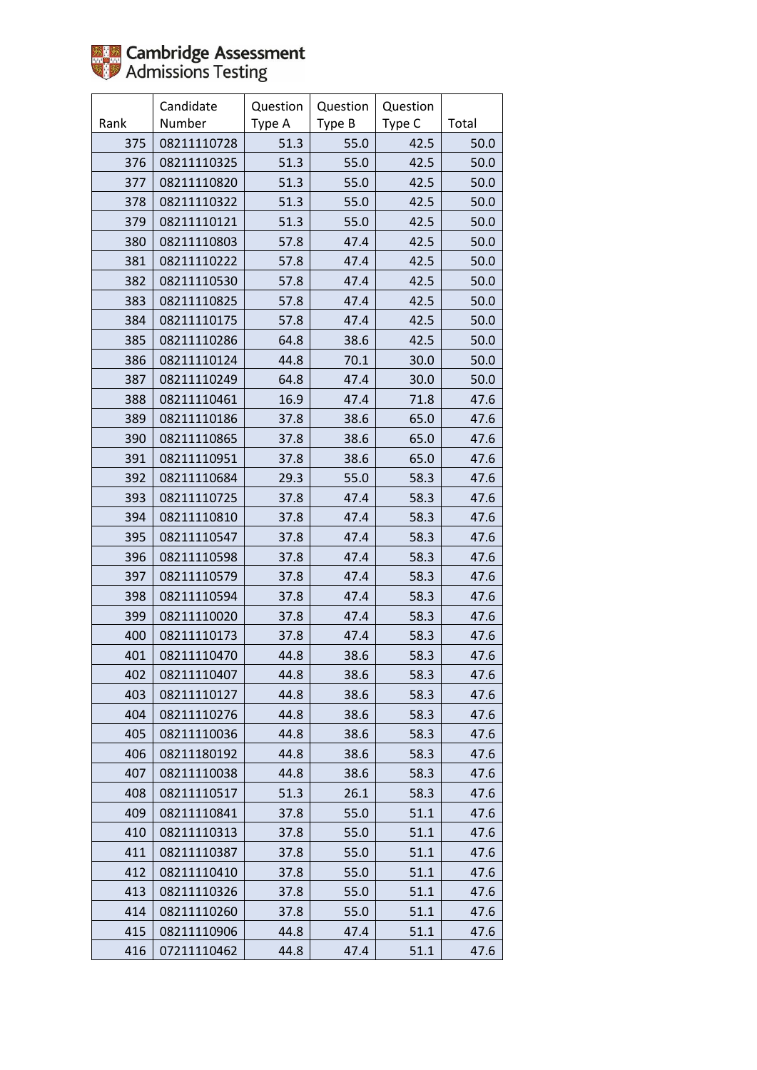Cambridge Assessment Admissions Testing

| Rank | Candidate Number | Question Type A | Question Type B | Question Type C | Total |
|---|---|---|---|---|---|
| 375 | 08211110728 | 51.3 | 55.0 | 42.5 | 50.0 |
| 376 | 08211110325 | 51.3 | 55.0 | 42.5 | 50.0 |
| 377 | 08211110820 | 51.3 | 55.0 | 42.5 | 50.0 |
| 378 | 08211110322 | 51.3 | 55.0 | 42.5 | 50.0 |
| 379 | 08211110121 | 51.3 | 55.0 | 42.5 | 50.0 |
| 380 | 08211110803 | 57.8 | 47.4 | 42.5 | 50.0 |
| 381 | 08211110222 | 57.8 | 47.4 | 42.5 | 50.0 |
| 382 | 08211110530 | 57.8 | 47.4 | 42.5 | 50.0 |
| 383 | 08211110825 | 57.8 | 47.4 | 42.5 | 50.0 |
| 384 | 08211110175 | 57.8 | 47.4 | 42.5 | 50.0 |
| 385 | 08211110286 | 64.8 | 38.6 | 42.5 | 50.0 |
| 386 | 08211110124 | 44.8 | 70.1 | 30.0 | 50.0 |
| 387 | 08211110249 | 64.8 | 47.4 | 30.0 | 50.0 |
| 388 | 08211110461 | 16.9 | 47.4 | 71.8 | 47.6 |
| 389 | 08211110186 | 37.8 | 38.6 | 65.0 | 47.6 |
| 390 | 08211110865 | 37.8 | 38.6 | 65.0 | 47.6 |
| 391 | 08211110951 | 37.8 | 38.6 | 65.0 | 47.6 |
| 392 | 08211110684 | 29.3 | 55.0 | 58.3 | 47.6 |
| 393 | 08211110725 | 37.8 | 47.4 | 58.3 | 47.6 |
| 394 | 08211110810 | 37.8 | 47.4 | 58.3 | 47.6 |
| 395 | 08211110547 | 37.8 | 47.4 | 58.3 | 47.6 |
| 396 | 08211110598 | 37.8 | 47.4 | 58.3 | 47.6 |
| 397 | 08211110579 | 37.8 | 47.4 | 58.3 | 47.6 |
| 398 | 08211110594 | 37.8 | 47.4 | 58.3 | 47.6 |
| 399 | 08211110020 | 37.8 | 47.4 | 58.3 | 47.6 |
| 400 | 08211110173 | 37.8 | 47.4 | 58.3 | 47.6 |
| 401 | 08211110470 | 44.8 | 38.6 | 58.3 | 47.6 |
| 402 | 08211110407 | 44.8 | 38.6 | 58.3 | 47.6 |
| 403 | 08211110127 | 44.8 | 38.6 | 58.3 | 47.6 |
| 404 | 08211110276 | 44.8 | 38.6 | 58.3 | 47.6 |
| 405 | 08211110036 | 44.8 | 38.6 | 58.3 | 47.6 |
| 406 | 08211180192 | 44.8 | 38.6 | 58.3 | 47.6 |
| 407 | 08211110038 | 44.8 | 38.6 | 58.3 | 47.6 |
| 408 | 08211110517 | 51.3 | 26.1 | 58.3 | 47.6 |
| 409 | 08211110841 | 37.8 | 55.0 | 51.1 | 47.6 |
| 410 | 08211110313 | 37.8 | 55.0 | 51.1 | 47.6 |
| 411 | 08211110387 | 37.8 | 55.0 | 51.1 | 47.6 |
| 412 | 08211110410 | 37.8 | 55.0 | 51.1 | 47.6 |
| 413 | 08211110326 | 37.8 | 55.0 | 51.1 | 47.6 |
| 414 | 08211110260 | 37.8 | 55.0 | 51.1 | 47.6 |
| 415 | 08211110906 | 44.8 | 47.4 | 51.1 | 47.6 |
| 416 | 07211110462 | 44.8 | 47.4 | 51.1 | 47.6 |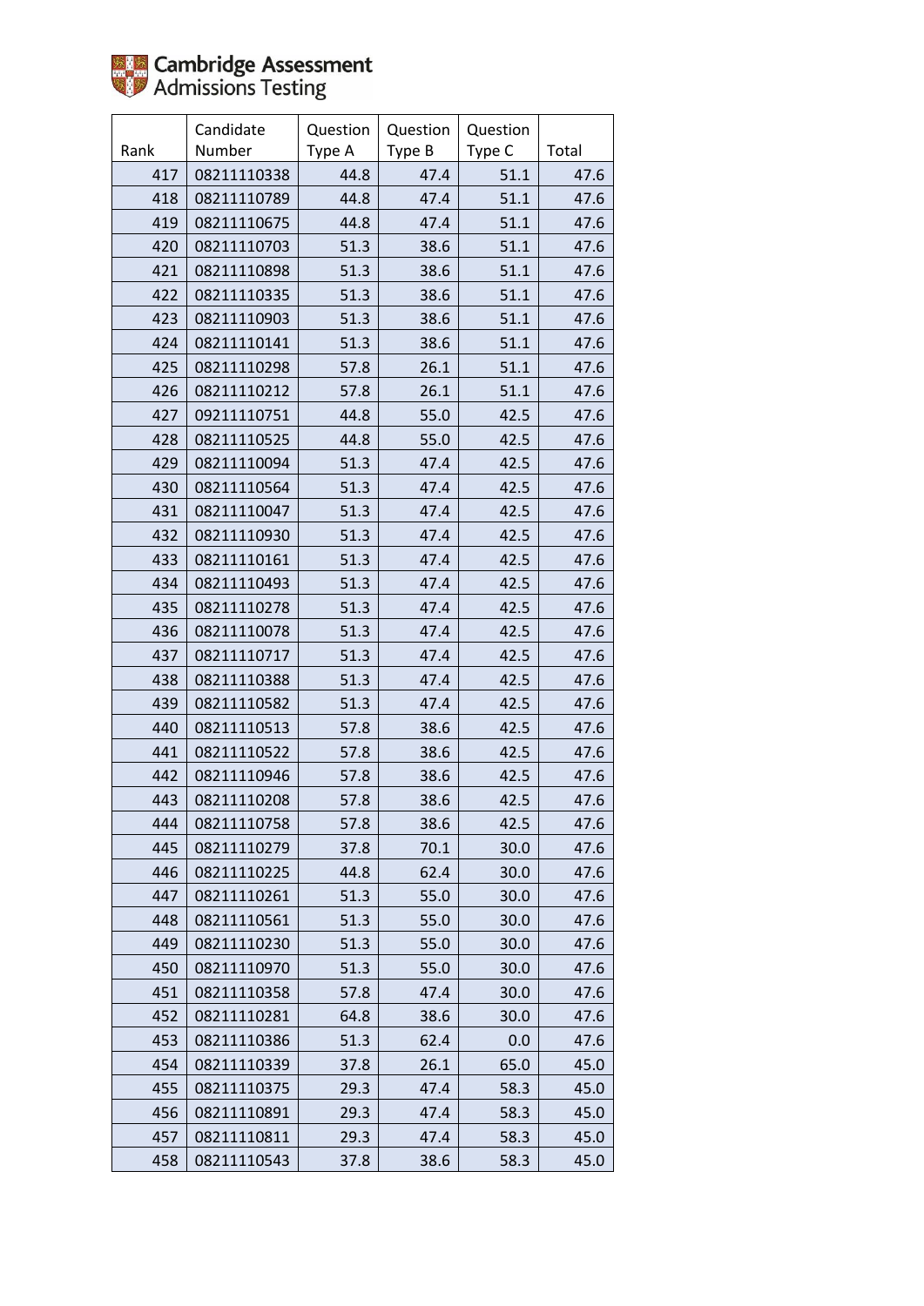| Rank | Candidate Number | Question Type A | Question Type B | Question Type C | Total |
|---|---|---|---|---|---|
| 417 | 08211110338 | 44.8 | 47.4 | 51.1 | 47.6 |
| 418 | 08211110789 | 44.8 | 47.4 | 51.1 | 47.6 |
| 419 | 08211110675 | 44.8 | 47.4 | 51.1 | 47.6 |
| 420 | 08211110703 | 51.3 | 38.6 | 51.1 | 47.6 |
| 421 | 08211110898 | 51.3 | 38.6 | 51.1 | 47.6 |
| 422 | 08211110335 | 51.3 | 38.6 | 51.1 | 47.6 |
| 423 | 08211110903 | 51.3 | 38.6 | 51.1 | 47.6 |
| 424 | 08211110141 | 51.3 | 38.6 | 51.1 | 47.6 |
| 425 | 08211110298 | 57.8 | 26.1 | 51.1 | 47.6 |
| 426 | 08211110212 | 57.8 | 26.1 | 51.1 | 47.6 |
| 427 | 09211110751 | 44.8 | 55.0 | 42.5 | 47.6 |
| 428 | 08211110525 | 44.8 | 55.0 | 42.5 | 47.6 |
| 429 | 08211110094 | 51.3 | 47.4 | 42.5 | 47.6 |
| 430 | 08211110564 | 51.3 | 47.4 | 42.5 | 47.6 |
| 431 | 08211110047 | 51.3 | 47.4 | 42.5 | 47.6 |
| 432 | 08211110930 | 51.3 | 47.4 | 42.5 | 47.6 |
| 433 | 08211110161 | 51.3 | 47.4 | 42.5 | 47.6 |
| 434 | 08211110493 | 51.3 | 47.4 | 42.5 | 47.6 |
| 435 | 08211110278 | 51.3 | 47.4 | 42.5 | 47.6 |
| 436 | 08211110078 | 51.3 | 47.4 | 42.5 | 47.6 |
| 437 | 08211110717 | 51.3 | 47.4 | 42.5 | 47.6 |
| 438 | 08211110388 | 51.3 | 47.4 | 42.5 | 47.6 |
| 439 | 08211110582 | 51.3 | 47.4 | 42.5 | 47.6 |
| 440 | 08211110513 | 57.8 | 38.6 | 42.5 | 47.6 |
| 441 | 08211110522 | 57.8 | 38.6 | 42.5 | 47.6 |
| 442 | 08211110946 | 57.8 | 38.6 | 42.5 | 47.6 |
| 443 | 08211110208 | 57.8 | 38.6 | 42.5 | 47.6 |
| 444 | 08211110758 | 57.8 | 38.6 | 42.5 | 47.6 |
| 445 | 08211110279 | 37.8 | 70.1 | 30.0 | 47.6 |
| 446 | 08211110225 | 44.8 | 62.4 | 30.0 | 47.6 |
| 447 | 08211110261 | 51.3 | 55.0 | 30.0 | 47.6 |
| 448 | 08211110561 | 51.3 | 55.0 | 30.0 | 47.6 |
| 449 | 08211110230 | 51.3 | 55.0 | 30.0 | 47.6 |
| 450 | 08211110970 | 51.3 | 55.0 | 30.0 | 47.6 |
| 451 | 08211110358 | 57.8 | 47.4 | 30.0 | 47.6 |
| 452 | 08211110281 | 64.8 | 38.6 | 30.0 | 47.6 |
| 453 | 08211110386 | 51.3 | 62.4 | 0.0 | 47.6 |
| 454 | 08211110339 | 37.8 | 26.1 | 65.0 | 45.0 |
| 455 | 08211110375 | 29.3 | 47.4 | 58.3 | 45.0 |
| 456 | 08211110891 | 29.3 | 47.4 | 58.3 | 45.0 |
| 457 | 08211110811 | 29.3 | 47.4 | 58.3 | 45.0 |
| 458 | 08211110543 | 37.8 | 38.6 | 58.3 | 45.0 |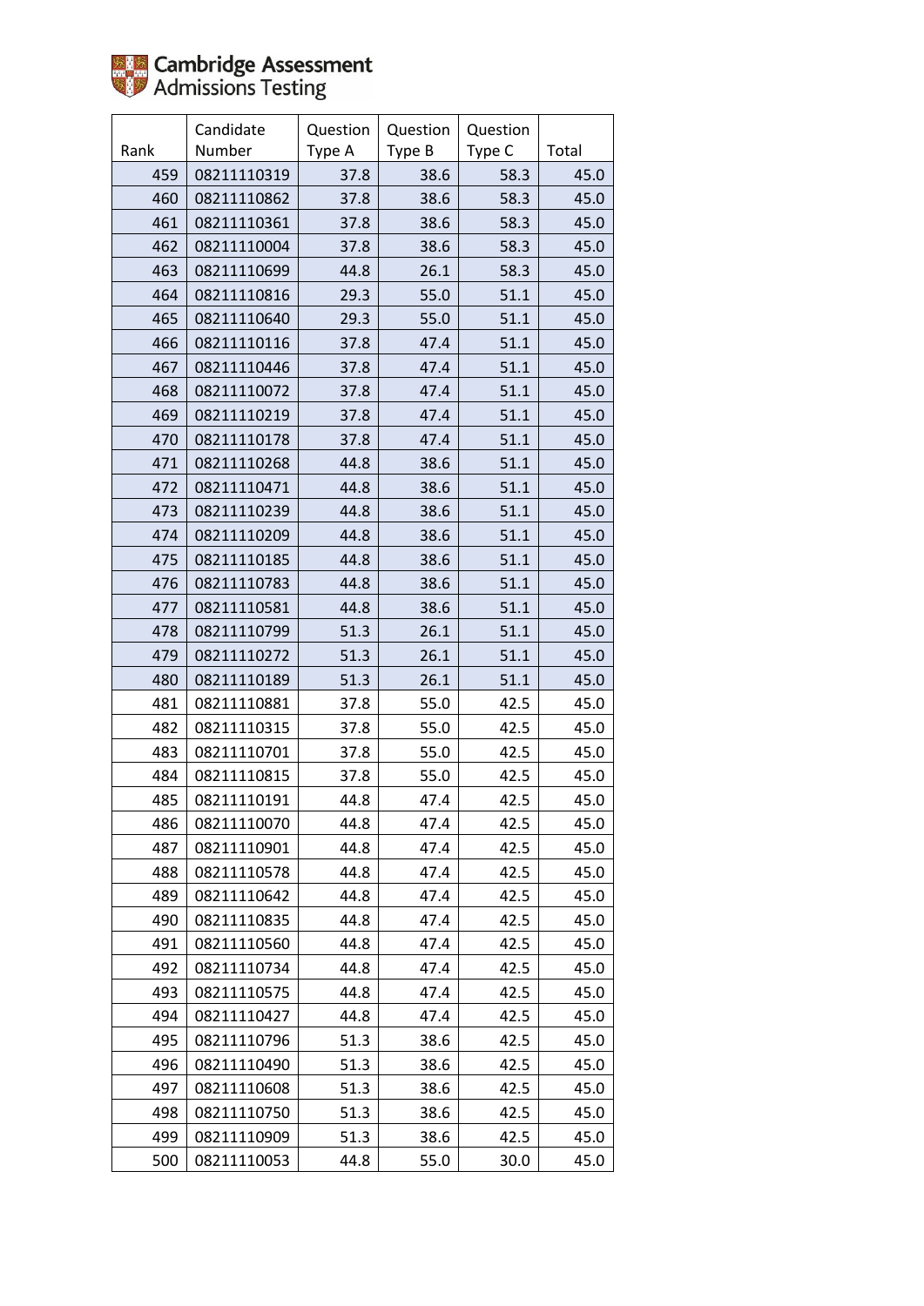Cambridge Assessment Admissions Testing

| Rank | Candidate Number | Question Type A | Question Type B | Question Type C | Total |
|---|---|---|---|---|---|
| 459 | 08211110319 | 37.8 | 38.6 | 58.3 | 45.0 |
| 460 | 08211110862 | 37.8 | 38.6 | 58.3 | 45.0 |
| 461 | 08211110361 | 37.8 | 38.6 | 58.3 | 45.0 |
| 462 | 08211110004 | 37.8 | 38.6 | 58.3 | 45.0 |
| 463 | 08211110699 | 44.8 | 26.1 | 58.3 | 45.0 |
| 464 | 08211110816 | 29.3 | 55.0 | 51.1 | 45.0 |
| 465 | 08211110640 | 29.3 | 55.0 | 51.1 | 45.0 |
| 466 | 08211110116 | 37.8 | 47.4 | 51.1 | 45.0 |
| 467 | 08211110446 | 37.8 | 47.4 | 51.1 | 45.0 |
| 468 | 08211110072 | 37.8 | 47.4 | 51.1 | 45.0 |
| 469 | 08211110219 | 37.8 | 47.4 | 51.1 | 45.0 |
| 470 | 08211110178 | 37.8 | 47.4 | 51.1 | 45.0 |
| 471 | 08211110268 | 44.8 | 38.6 | 51.1 | 45.0 |
| 472 | 08211110471 | 44.8 | 38.6 | 51.1 | 45.0 |
| 473 | 08211110239 | 44.8 | 38.6 | 51.1 | 45.0 |
| 474 | 08211110209 | 44.8 | 38.6 | 51.1 | 45.0 |
| 475 | 08211110185 | 44.8 | 38.6 | 51.1 | 45.0 |
| 476 | 08211110783 | 44.8 | 38.6 | 51.1 | 45.0 |
| 477 | 08211110581 | 44.8 | 38.6 | 51.1 | 45.0 |
| 478 | 08211110799 | 51.3 | 26.1 | 51.1 | 45.0 |
| 479 | 08211110272 | 51.3 | 26.1 | 51.1 | 45.0 |
| 480 | 08211110189 | 51.3 | 26.1 | 51.1 | 45.0 |
| 481 | 08211110881 | 37.8 | 55.0 | 42.5 | 45.0 |
| 482 | 08211110315 | 37.8 | 55.0 | 42.5 | 45.0 |
| 483 | 08211110701 | 37.8 | 55.0 | 42.5 | 45.0 |
| 484 | 08211110815 | 37.8 | 55.0 | 42.5 | 45.0 |
| 485 | 08211110191 | 44.8 | 47.4 | 42.5 | 45.0 |
| 486 | 08211110070 | 44.8 | 47.4 | 42.5 | 45.0 |
| 487 | 08211110901 | 44.8 | 47.4 | 42.5 | 45.0 |
| 488 | 08211110578 | 44.8 | 47.4 | 42.5 | 45.0 |
| 489 | 08211110642 | 44.8 | 47.4 | 42.5 | 45.0 |
| 490 | 08211110835 | 44.8 | 47.4 | 42.5 | 45.0 |
| 491 | 08211110560 | 44.8 | 47.4 | 42.5 | 45.0 |
| 492 | 08211110734 | 44.8 | 47.4 | 42.5 | 45.0 |
| 493 | 08211110575 | 44.8 | 47.4 | 42.5 | 45.0 |
| 494 | 08211110427 | 44.8 | 47.4 | 42.5 | 45.0 |
| 495 | 08211110796 | 51.3 | 38.6 | 42.5 | 45.0 |
| 496 | 08211110490 | 51.3 | 38.6 | 42.5 | 45.0 |
| 497 | 08211110608 | 51.3 | 38.6 | 42.5 | 45.0 |
| 498 | 08211110750 | 51.3 | 38.6 | 42.5 | 45.0 |
| 499 | 08211110909 | 51.3 | 38.6 | 42.5 | 45.0 |
| 500 | 08211110053 | 44.8 | 55.0 | 30.0 | 45.0 |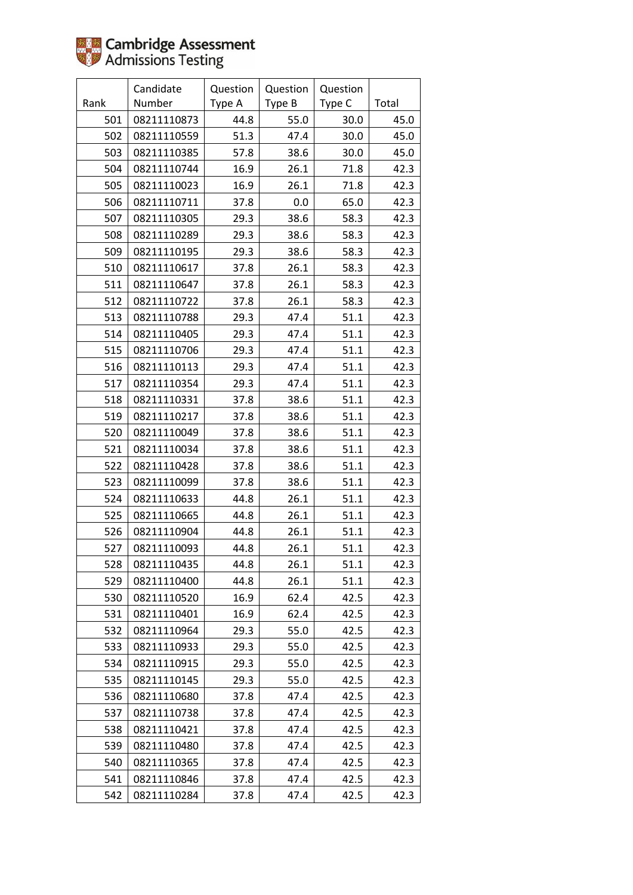Cambridge Assessment Admissions Testing

| Rank | Candidate Number | Question Type A | Question Type B | Question Type C | Total |
|---|---|---|---|---|---|
| 501 | 08211110873 | 44.8 | 55.0 | 30.0 | 45.0 |
| 502 | 08211110559 | 51.3 | 47.4 | 30.0 | 45.0 |
| 503 | 08211110385 | 57.8 | 38.6 | 30.0 | 45.0 |
| 504 | 08211110744 | 16.9 | 26.1 | 71.8 | 42.3 |
| 505 | 08211110023 | 16.9 | 26.1 | 71.8 | 42.3 |
| 506 | 08211110711 | 37.8 | 0.0 | 65.0 | 42.3 |
| 507 | 08211110305 | 29.3 | 38.6 | 58.3 | 42.3 |
| 508 | 08211110289 | 29.3 | 38.6 | 58.3 | 42.3 |
| 509 | 08211110195 | 29.3 | 38.6 | 58.3 | 42.3 |
| 510 | 08211110617 | 37.8 | 26.1 | 58.3 | 42.3 |
| 511 | 08211110647 | 37.8 | 26.1 | 58.3 | 42.3 |
| 512 | 08211110722 | 37.8 | 26.1 | 58.3 | 42.3 |
| 513 | 08211110788 | 29.3 | 47.4 | 51.1 | 42.3 |
| 514 | 08211110405 | 29.3 | 47.4 | 51.1 | 42.3 |
| 515 | 08211110706 | 29.3 | 47.4 | 51.1 | 42.3 |
| 516 | 08211110113 | 29.3 | 47.4 | 51.1 | 42.3 |
| 517 | 08211110354 | 29.3 | 47.4 | 51.1 | 42.3 |
| 518 | 08211110331 | 37.8 | 38.6 | 51.1 | 42.3 |
| 519 | 08211110217 | 37.8 | 38.6 | 51.1 | 42.3 |
| 520 | 08211110049 | 37.8 | 38.6 | 51.1 | 42.3 |
| 521 | 08211110034 | 37.8 | 38.6 | 51.1 | 42.3 |
| 522 | 08211110428 | 37.8 | 38.6 | 51.1 | 42.3 |
| 523 | 08211110099 | 37.8 | 38.6 | 51.1 | 42.3 |
| 524 | 08211110633 | 44.8 | 26.1 | 51.1 | 42.3 |
| 525 | 08211110665 | 44.8 | 26.1 | 51.1 | 42.3 |
| 526 | 08211110904 | 44.8 | 26.1 | 51.1 | 42.3 |
| 527 | 08211110093 | 44.8 | 26.1 | 51.1 | 42.3 |
| 528 | 08211110435 | 44.8 | 26.1 | 51.1 | 42.3 |
| 529 | 08211110400 | 44.8 | 26.1 | 51.1 | 42.3 |
| 530 | 08211110520 | 16.9 | 62.4 | 42.5 | 42.3 |
| 531 | 08211110401 | 16.9 | 62.4 | 42.5 | 42.3 |
| 532 | 08211110964 | 29.3 | 55.0 | 42.5 | 42.3 |
| 533 | 08211110933 | 29.3 | 55.0 | 42.5 | 42.3 |
| 534 | 08211110915 | 29.3 | 55.0 | 42.5 | 42.3 |
| 535 | 08211110145 | 29.3 | 55.0 | 42.5 | 42.3 |
| 536 | 08211110680 | 37.8 | 47.4 | 42.5 | 42.3 |
| 537 | 08211110738 | 37.8 | 47.4 | 42.5 | 42.3 |
| 538 | 08211110421 | 37.8 | 47.4 | 42.5 | 42.3 |
| 539 | 08211110480 | 37.8 | 47.4 | 42.5 | 42.3 |
| 540 | 08211110365 | 37.8 | 47.4 | 42.5 | 42.3 |
| 541 | 08211110846 | 37.8 | 47.4 | 42.5 | 42.3 |
| 542 | 08211110284 | 37.8 | 47.4 | 42.5 | 42.3 |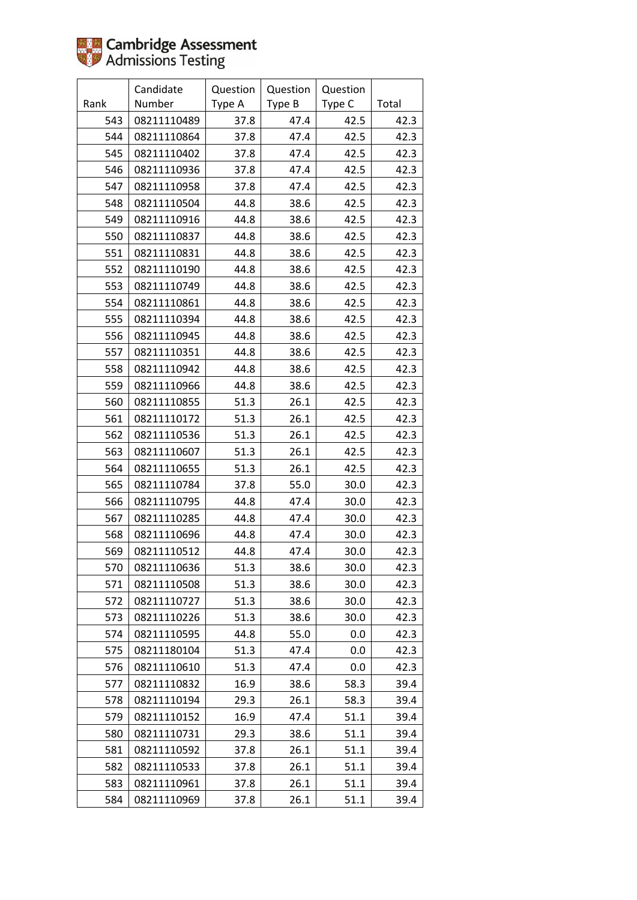Cambridge Assessment Admissions Testing

| Rank | Candidate Number | Question Type A | Question Type B | Question Type C | Total |
|---|---|---|---|---|---|
| 543 | 08211110489 | 37.8 | 47.4 | 42.5 | 42.3 |
| 544 | 08211110864 | 37.8 | 47.4 | 42.5 | 42.3 |
| 545 | 08211110402 | 37.8 | 47.4 | 42.5 | 42.3 |
| 546 | 08211110936 | 37.8 | 47.4 | 42.5 | 42.3 |
| 547 | 08211110958 | 37.8 | 47.4 | 42.5 | 42.3 |
| 548 | 08211110504 | 44.8 | 38.6 | 42.5 | 42.3 |
| 549 | 08211110916 | 44.8 | 38.6 | 42.5 | 42.3 |
| 550 | 08211110837 | 44.8 | 38.6 | 42.5 | 42.3 |
| 551 | 08211110831 | 44.8 | 38.6 | 42.5 | 42.3 |
| 552 | 08211110190 | 44.8 | 38.6 | 42.5 | 42.3 |
| 553 | 08211110749 | 44.8 | 38.6 | 42.5 | 42.3 |
| 554 | 08211110861 | 44.8 | 38.6 | 42.5 | 42.3 |
| 555 | 08211110394 | 44.8 | 38.6 | 42.5 | 42.3 |
| 556 | 08211110945 | 44.8 | 38.6 | 42.5 | 42.3 |
| 557 | 08211110351 | 44.8 | 38.6 | 42.5 | 42.3 |
| 558 | 08211110942 | 44.8 | 38.6 | 42.5 | 42.3 |
| 559 | 08211110966 | 44.8 | 38.6 | 42.5 | 42.3 |
| 560 | 08211110855 | 51.3 | 26.1 | 42.5 | 42.3 |
| 561 | 08211110172 | 51.3 | 26.1 | 42.5 | 42.3 |
| 562 | 08211110536 | 51.3 | 26.1 | 42.5 | 42.3 |
| 563 | 08211110607 | 51.3 | 26.1 | 42.5 | 42.3 |
| 564 | 08211110655 | 51.3 | 26.1 | 42.5 | 42.3 |
| 565 | 08211110784 | 37.8 | 55.0 | 30.0 | 42.3 |
| 566 | 08211110795 | 44.8 | 47.4 | 30.0 | 42.3 |
| 567 | 08211110285 | 44.8 | 47.4 | 30.0 | 42.3 |
| 568 | 08211110696 | 44.8 | 47.4 | 30.0 | 42.3 |
| 569 | 08211110512 | 44.8 | 47.4 | 30.0 | 42.3 |
| 570 | 08211110636 | 51.3 | 38.6 | 30.0 | 42.3 |
| 571 | 08211110508 | 51.3 | 38.6 | 30.0 | 42.3 |
| 572 | 08211110727 | 51.3 | 38.6 | 30.0 | 42.3 |
| 573 | 08211110226 | 51.3 | 38.6 | 30.0 | 42.3 |
| 574 | 08211110595 | 44.8 | 55.0 | 0.0 | 42.3 |
| 575 | 08211180104 | 51.3 | 47.4 | 0.0 | 42.3 |
| 576 | 08211110610 | 51.3 | 47.4 | 0.0 | 42.3 |
| 577 | 08211110832 | 16.9 | 38.6 | 58.3 | 39.4 |
| 578 | 08211110194 | 29.3 | 26.1 | 58.3 | 39.4 |
| 579 | 08211110152 | 16.9 | 47.4 | 51.1 | 39.4 |
| 580 | 08211110731 | 29.3 | 38.6 | 51.1 | 39.4 |
| 581 | 08211110592 | 37.8 | 26.1 | 51.1 | 39.4 |
| 582 | 08211110533 | 37.8 | 26.1 | 51.1 | 39.4 |
| 583 | 08211110961 | 37.8 | 26.1 | 51.1 | 39.4 |
| 584 | 08211110969 | 37.8 | 26.1 | 51.1 | 39.4 |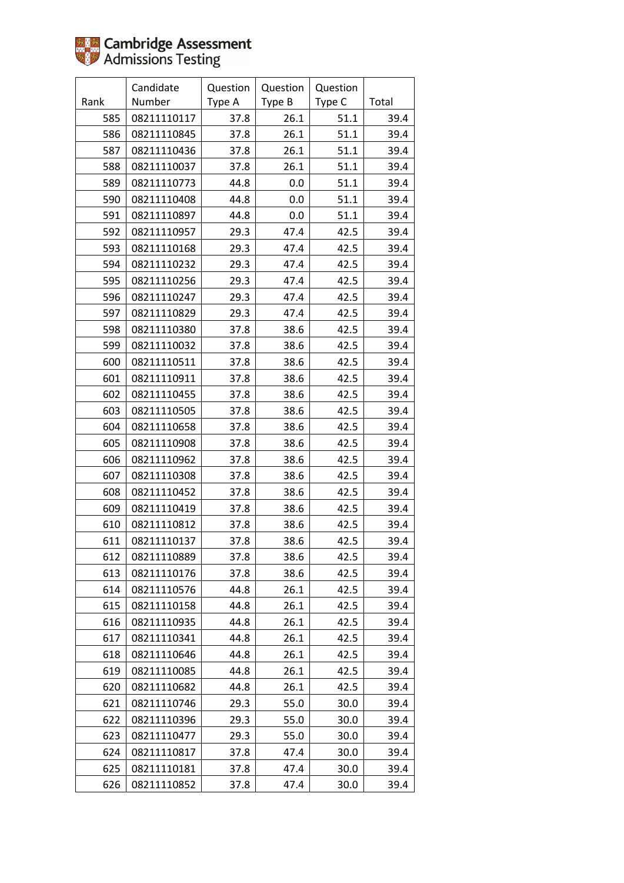Cambridge Assessment Admissions Testing

| Rank | Candidate Number | Question Type A | Question Type B | Question Type C | Total |
|---|---|---|---|---|---|
| 585 | 08211110117 | 37.8 | 26.1 | 51.1 | 39.4 |
| 586 | 08211110845 | 37.8 | 26.1 | 51.1 | 39.4 |
| 587 | 08211110436 | 37.8 | 26.1 | 51.1 | 39.4 |
| 588 | 08211110037 | 37.8 | 26.1 | 51.1 | 39.4 |
| 589 | 08211110773 | 44.8 | 0.0 | 51.1 | 39.4 |
| 590 | 08211110408 | 44.8 | 0.0 | 51.1 | 39.4 |
| 591 | 08211110897 | 44.8 | 0.0 | 51.1 | 39.4 |
| 592 | 08211110957 | 29.3 | 47.4 | 42.5 | 39.4 |
| 593 | 08211110168 | 29.3 | 47.4 | 42.5 | 39.4 |
| 594 | 08211110232 | 29.3 | 47.4 | 42.5 | 39.4 |
| 595 | 08211110256 | 29.3 | 47.4 | 42.5 | 39.4 |
| 596 | 08211110247 | 29.3 | 47.4 | 42.5 | 39.4 |
| 597 | 08211110829 | 29.3 | 47.4 | 42.5 | 39.4 |
| 598 | 08211110380 | 37.8 | 38.6 | 42.5 | 39.4 |
| 599 | 08211110032 | 37.8 | 38.6 | 42.5 | 39.4 |
| 600 | 08211110511 | 37.8 | 38.6 | 42.5 | 39.4 |
| 601 | 08211110911 | 37.8 | 38.6 | 42.5 | 39.4 |
| 602 | 08211110455 | 37.8 | 38.6 | 42.5 | 39.4 |
| 603 | 08211110505 | 37.8 | 38.6 | 42.5 | 39.4 |
| 604 | 08211110658 | 37.8 | 38.6 | 42.5 | 39.4 |
| 605 | 08211110908 | 37.8 | 38.6 | 42.5 | 39.4 |
| 606 | 08211110962 | 37.8 | 38.6 | 42.5 | 39.4 |
| 607 | 08211110308 | 37.8 | 38.6 | 42.5 | 39.4 |
| 608 | 08211110452 | 37.8 | 38.6 | 42.5 | 39.4 |
| 609 | 08211110419 | 37.8 | 38.6 | 42.5 | 39.4 |
| 610 | 08211110812 | 37.8 | 38.6 | 42.5 | 39.4 |
| 611 | 08211110137 | 37.8 | 38.6 | 42.5 | 39.4 |
| 612 | 08211110889 | 37.8 | 38.6 | 42.5 | 39.4 |
| 613 | 08211110176 | 37.8 | 38.6 | 42.5 | 39.4 |
| 614 | 08211110576 | 44.8 | 26.1 | 42.5 | 39.4 |
| 615 | 08211110158 | 44.8 | 26.1 | 42.5 | 39.4 |
| 616 | 08211110935 | 44.8 | 26.1 | 42.5 | 39.4 |
| 617 | 08211110341 | 44.8 | 26.1 | 42.5 | 39.4 |
| 618 | 08211110646 | 44.8 | 26.1 | 42.5 | 39.4 |
| 619 | 08211110085 | 44.8 | 26.1 | 42.5 | 39.4 |
| 620 | 08211110682 | 44.8 | 26.1 | 42.5 | 39.4 |
| 621 | 08211110746 | 29.3 | 55.0 | 30.0 | 39.4 |
| 622 | 08211110396 | 29.3 | 55.0 | 30.0 | 39.4 |
| 623 | 08211110477 | 29.3 | 55.0 | 30.0 | 39.4 |
| 624 | 08211110817 | 37.8 | 47.4 | 30.0 | 39.4 |
| 625 | 08211110181 | 37.8 | 47.4 | 30.0 | 39.4 |
| 626 | 08211110852 | 37.8 | 47.4 | 30.0 | 39.4 |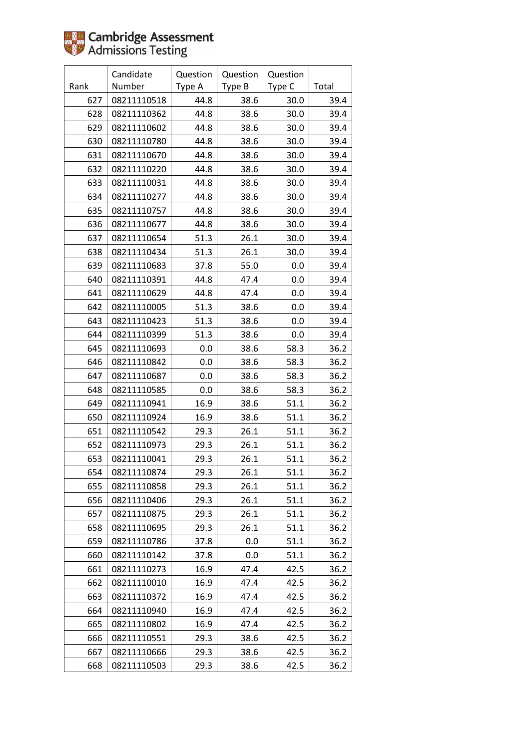Cambridge Assessment Admissions Testing

| Rank | Candidate Number | Question Type A | Question Type B | Question Type C | Total |
|---|---|---|---|---|---|
| 627 | 08211110518 | 44.8 | 38.6 | 30.0 | 39.4 |
| 628 | 08211110362 | 44.8 | 38.6 | 30.0 | 39.4 |
| 629 | 08211110602 | 44.8 | 38.6 | 30.0 | 39.4 |
| 630 | 08211110780 | 44.8 | 38.6 | 30.0 | 39.4 |
| 631 | 08211110670 | 44.8 | 38.6 | 30.0 | 39.4 |
| 632 | 08211110220 | 44.8 | 38.6 | 30.0 | 39.4 |
| 633 | 08211110031 | 44.8 | 38.6 | 30.0 | 39.4 |
| 634 | 08211110277 | 44.8 | 38.6 | 30.0 | 39.4 |
| 635 | 08211110757 | 44.8 | 38.6 | 30.0 | 39.4 |
| 636 | 08211110677 | 44.8 | 38.6 | 30.0 | 39.4 |
| 637 | 08211110654 | 51.3 | 26.1 | 30.0 | 39.4 |
| 638 | 08211110434 | 51.3 | 26.1 | 30.0 | 39.4 |
| 639 | 08211110683 | 37.8 | 55.0 | 0.0 | 39.4 |
| 640 | 08211110391 | 44.8 | 47.4 | 0.0 | 39.4 |
| 641 | 08211110629 | 44.8 | 47.4 | 0.0 | 39.4 |
| 642 | 08211110005 | 51.3 | 38.6 | 0.0 | 39.4 |
| 643 | 08211110423 | 51.3 | 38.6 | 0.0 | 39.4 |
| 644 | 08211110399 | 51.3 | 38.6 | 0.0 | 39.4 |
| 645 | 08211110693 | 0.0 | 38.6 | 58.3 | 36.2 |
| 646 | 08211110842 | 0.0 | 38.6 | 58.3 | 36.2 |
| 647 | 08211110687 | 0.0 | 38.6 | 58.3 | 36.2 |
| 648 | 08211110585 | 0.0 | 38.6 | 58.3 | 36.2 |
| 649 | 08211110941 | 16.9 | 38.6 | 51.1 | 36.2 |
| 650 | 08211110924 | 16.9 | 38.6 | 51.1 | 36.2 |
| 651 | 08211110542 | 29.3 | 26.1 | 51.1 | 36.2 |
| 652 | 08211110973 | 29.3 | 26.1 | 51.1 | 36.2 |
| 653 | 08211110041 | 29.3 | 26.1 | 51.1 | 36.2 |
| 654 | 08211110874 | 29.3 | 26.1 | 51.1 | 36.2 |
| 655 | 08211110858 | 29.3 | 26.1 | 51.1 | 36.2 |
| 656 | 08211110406 | 29.3 | 26.1 | 51.1 | 36.2 |
| 657 | 08211110875 | 29.3 | 26.1 | 51.1 | 36.2 |
| 658 | 08211110695 | 29.3 | 26.1 | 51.1 | 36.2 |
| 659 | 08211110786 | 37.8 | 0.0 | 51.1 | 36.2 |
| 660 | 08211110142 | 37.8 | 0.0 | 51.1 | 36.2 |
| 661 | 08211110273 | 16.9 | 47.4 | 42.5 | 36.2 |
| 662 | 08211110010 | 16.9 | 47.4 | 42.5 | 36.2 |
| 663 | 08211110372 | 16.9 | 47.4 | 42.5 | 36.2 |
| 664 | 08211110940 | 16.9 | 47.4 | 42.5 | 36.2 |
| 665 | 08211110802 | 16.9 | 47.4 | 42.5 | 36.2 |
| 666 | 08211110551 | 29.3 | 38.6 | 42.5 | 36.2 |
| 667 | 08211110666 | 29.3 | 38.6 | 42.5 | 36.2 |
| 668 | 08211110503 | 29.3 | 38.6 | 42.5 | 36.2 |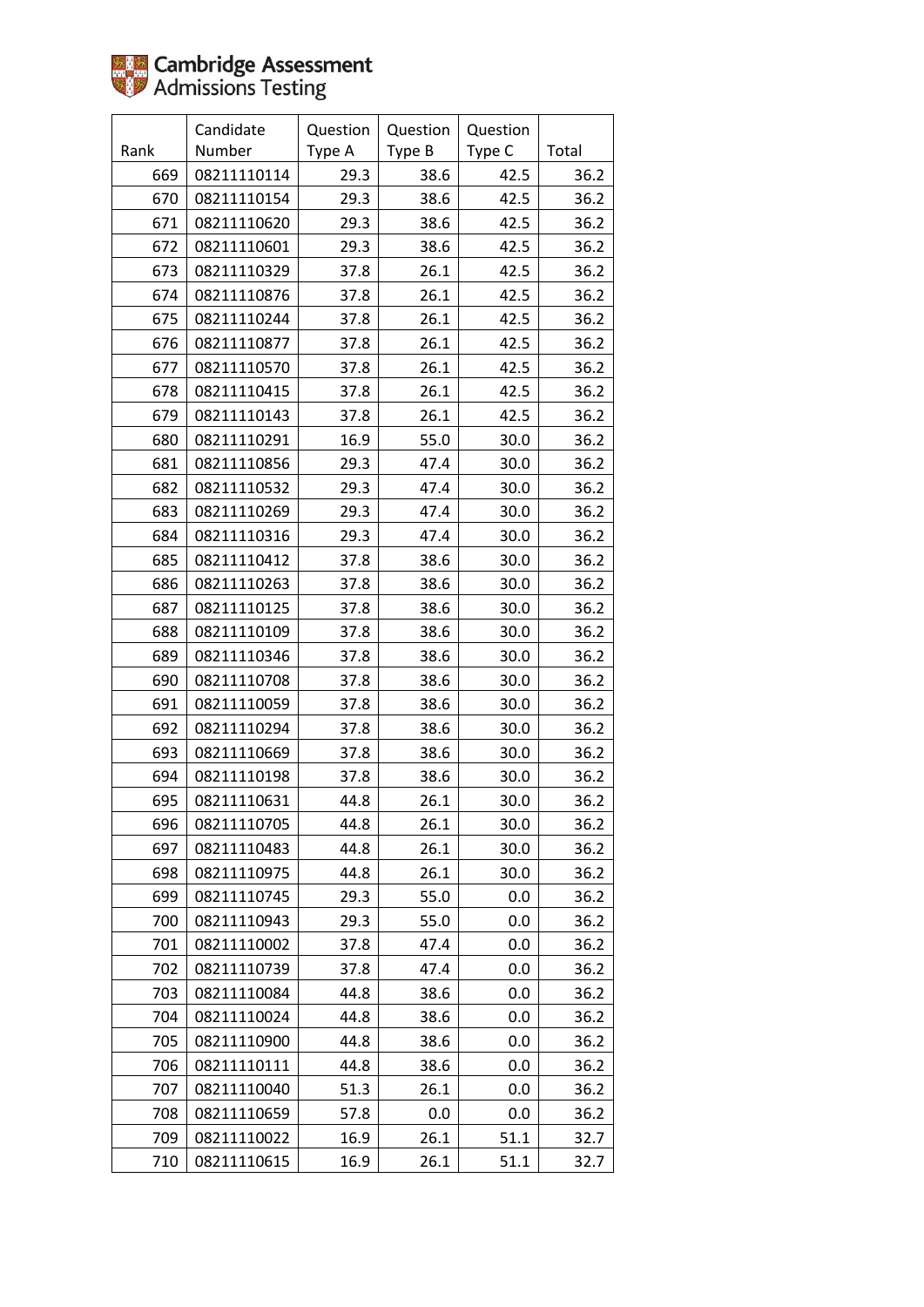Cambridge Assessment Admissions Testing

| Rank | Candidate Number | Question Type A | Question Type B | Question Type C | Total |
|---|---|---|---|---|---|
| 669 | 08211110114 | 29.3 | 38.6 | 42.5 | 36.2 |
| 670 | 08211110154 | 29.3 | 38.6 | 42.5 | 36.2 |
| 671 | 08211110620 | 29.3 | 38.6 | 42.5 | 36.2 |
| 672 | 08211110601 | 29.3 | 38.6 | 42.5 | 36.2 |
| 673 | 08211110329 | 37.8 | 26.1 | 42.5 | 36.2 |
| 674 | 08211110876 | 37.8 | 26.1 | 42.5 | 36.2 |
| 675 | 08211110244 | 37.8 | 26.1 | 42.5 | 36.2 |
| 676 | 08211110877 | 37.8 | 26.1 | 42.5 | 36.2 |
| 677 | 08211110570 | 37.8 | 26.1 | 42.5 | 36.2 |
| 678 | 08211110415 | 37.8 | 26.1 | 42.5 | 36.2 |
| 679 | 08211110143 | 37.8 | 26.1 | 42.5 | 36.2 |
| 680 | 08211110291 | 16.9 | 55.0 | 30.0 | 36.2 |
| 681 | 08211110856 | 29.3 | 47.4 | 30.0 | 36.2 |
| 682 | 08211110532 | 29.3 | 47.4 | 30.0 | 36.2 |
| 683 | 08211110269 | 29.3 | 47.4 | 30.0 | 36.2 |
| 684 | 08211110316 | 29.3 | 47.4 | 30.0 | 36.2 |
| 685 | 08211110412 | 37.8 | 38.6 | 30.0 | 36.2 |
| 686 | 08211110263 | 37.8 | 38.6 | 30.0 | 36.2 |
| 687 | 08211110125 | 37.8 | 38.6 | 30.0 | 36.2 |
| 688 | 08211110109 | 37.8 | 38.6 | 30.0 | 36.2 |
| 689 | 08211110346 | 37.8 | 38.6 | 30.0 | 36.2 |
| 690 | 08211110708 | 37.8 | 38.6 | 30.0 | 36.2 |
| 691 | 08211110059 | 37.8 | 38.6 | 30.0 | 36.2 |
| 692 | 08211110294 | 37.8 | 38.6 | 30.0 | 36.2 |
| 693 | 08211110669 | 37.8 | 38.6 | 30.0 | 36.2 |
| 694 | 08211110198 | 37.8 | 38.6 | 30.0 | 36.2 |
| 695 | 08211110631 | 44.8 | 26.1 | 30.0 | 36.2 |
| 696 | 08211110705 | 44.8 | 26.1 | 30.0 | 36.2 |
| 697 | 08211110483 | 44.8 | 26.1 | 30.0 | 36.2 |
| 698 | 08211110975 | 44.8 | 26.1 | 30.0 | 36.2 |
| 699 | 08211110745 | 29.3 | 55.0 | 0.0 | 36.2 |
| 700 | 08211110943 | 29.3 | 55.0 | 0.0 | 36.2 |
| 701 | 08211110002 | 37.8 | 47.4 | 0.0 | 36.2 |
| 702 | 08211110739 | 37.8 | 47.4 | 0.0 | 36.2 |
| 703 | 08211110084 | 44.8 | 38.6 | 0.0 | 36.2 |
| 704 | 08211110024 | 44.8 | 38.6 | 0.0 | 36.2 |
| 705 | 08211110900 | 44.8 | 38.6 | 0.0 | 36.2 |
| 706 | 08211110111 | 44.8 | 38.6 | 0.0 | 36.2 |
| 707 | 08211110040 | 51.3 | 26.1 | 0.0 | 36.2 |
| 708 | 08211110659 | 57.8 | 0.0 | 0.0 | 36.2 |
| 709 | 08211110022 | 16.9 | 26.1 | 51.1 | 32.7 |
| 710 | 08211110615 | 16.9 | 26.1 | 51.1 | 32.7 |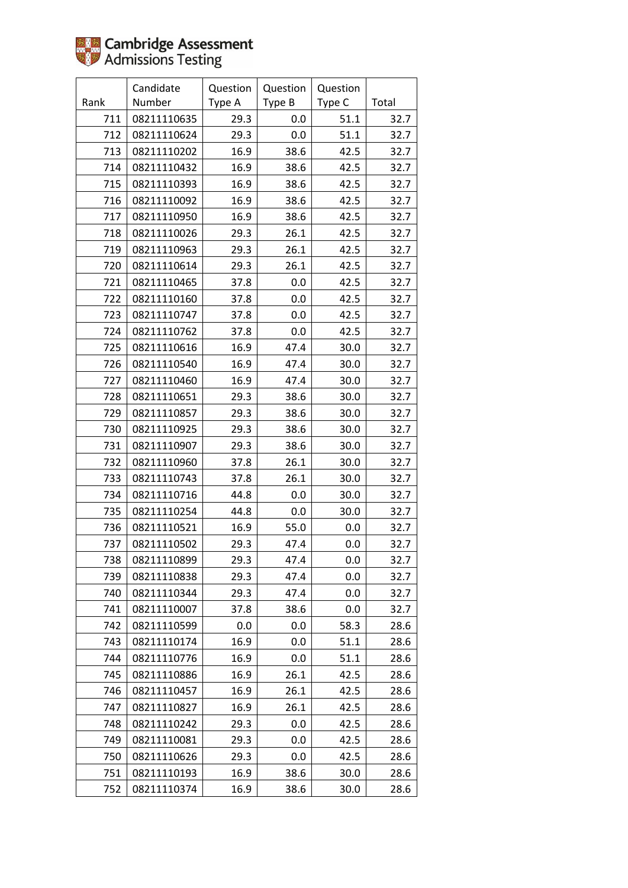Cambridge Assessment Admissions Testing

| Rank | Candidate Number | Question Type A | Question Type B | Question Type C | Total |
|---|---|---|---|---|---|
| 711 | 08211110635 | 29.3 | 0.0 | 51.1 | 32.7 |
| 712 | 08211110624 | 29.3 | 0.0 | 51.1 | 32.7 |
| 713 | 08211110202 | 16.9 | 38.6 | 42.5 | 32.7 |
| 714 | 08211110432 | 16.9 | 38.6 | 42.5 | 32.7 |
| 715 | 08211110393 | 16.9 | 38.6 | 42.5 | 32.7 |
| 716 | 08211110092 | 16.9 | 38.6 | 42.5 | 32.7 |
| 717 | 08211110950 | 16.9 | 38.6 | 42.5 | 32.7 |
| 718 | 08211110026 | 29.3 | 26.1 | 42.5 | 32.7 |
| 719 | 08211110963 | 29.3 | 26.1 | 42.5 | 32.7 |
| 720 | 08211110614 | 29.3 | 26.1 | 42.5 | 32.7 |
| 721 | 08211110465 | 37.8 | 0.0 | 42.5 | 32.7 |
| 722 | 08211110160 | 37.8 | 0.0 | 42.5 | 32.7 |
| 723 | 08211110747 | 37.8 | 0.0 | 42.5 | 32.7 |
| 724 | 08211110762 | 37.8 | 0.0 | 42.5 | 32.7 |
| 725 | 08211110616 | 16.9 | 47.4 | 30.0 | 32.7 |
| 726 | 08211110540 | 16.9 | 47.4 | 30.0 | 32.7 |
| 727 | 08211110460 | 16.9 | 47.4 | 30.0 | 32.7 |
| 728 | 08211110651 | 29.3 | 38.6 | 30.0 | 32.7 |
| 729 | 08211110857 | 29.3 | 38.6 | 30.0 | 32.7 |
| 730 | 08211110925 | 29.3 | 38.6 | 30.0 | 32.7 |
| 731 | 08211110907 | 29.3 | 38.6 | 30.0 | 32.7 |
| 732 | 08211110960 | 37.8 | 26.1 | 30.0 | 32.7 |
| 733 | 08211110743 | 37.8 | 26.1 | 30.0 | 32.7 |
| 734 | 08211110716 | 44.8 | 0.0 | 30.0 | 32.7 |
| 735 | 08211110254 | 44.8 | 0.0 | 30.0 | 32.7 |
| 736 | 08211110521 | 16.9 | 55.0 | 0.0 | 32.7 |
| 737 | 08211110502 | 29.3 | 47.4 | 0.0 | 32.7 |
| 738 | 08211110899 | 29.3 | 47.4 | 0.0 | 32.7 |
| 739 | 08211110838 | 29.3 | 47.4 | 0.0 | 32.7 |
| 740 | 08211110344 | 29.3 | 47.4 | 0.0 | 32.7 |
| 741 | 08211110007 | 37.8 | 38.6 | 0.0 | 32.7 |
| 742 | 08211110599 | 0.0 | 0.0 | 58.3 | 28.6 |
| 743 | 08211110174 | 16.9 | 0.0 | 51.1 | 28.6 |
| 744 | 08211110776 | 16.9 | 0.0 | 51.1 | 28.6 |
| 745 | 08211110886 | 16.9 | 26.1 | 42.5 | 28.6 |
| 746 | 08211110457 | 16.9 | 26.1 | 42.5 | 28.6 |
| 747 | 08211110827 | 16.9 | 26.1 | 42.5 | 28.6 |
| 748 | 08211110242 | 29.3 | 0.0 | 42.5 | 28.6 |
| 749 | 08211110081 | 29.3 | 0.0 | 42.5 | 28.6 |
| 750 | 08211110626 | 29.3 | 0.0 | 42.5 | 28.6 |
| 751 | 08211110193 | 16.9 | 38.6 | 30.0 | 28.6 |
| 752 | 08211110374 | 16.9 | 38.6 | 30.0 | 28.6 |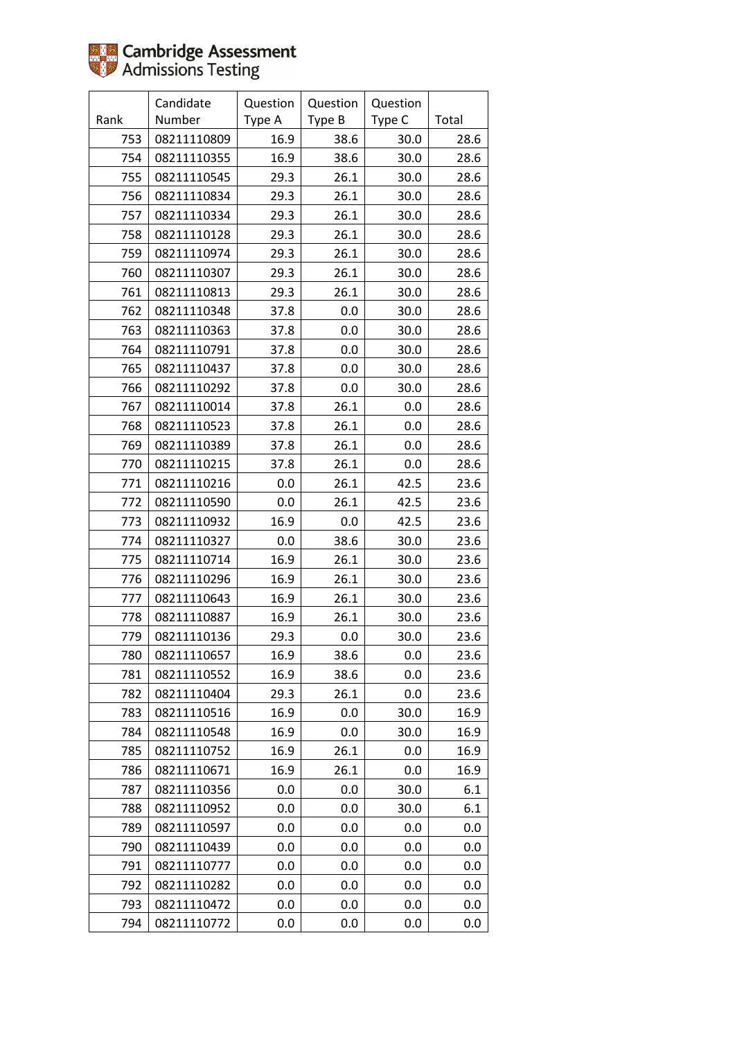| Rank | Candidate Number | Question Type A | Question Type B | Question Type C | Total |
|---|---|---|---|---|---|
| 753 | 08211110809 | 16.9 | 38.6 | 30.0 | 28.6 |
| 754 | 08211110355 | 16.9 | 38.6 | 30.0 | 28.6 |
| 755 | 08211110545 | 29.3 | 26.1 | 30.0 | 28.6 |
| 756 | 08211110834 | 29.3 | 26.1 | 30.0 | 28.6 |
| 757 | 08211110334 | 29.3 | 26.1 | 30.0 | 28.6 |
| 758 | 08211110128 | 29.3 | 26.1 | 30.0 | 28.6 |
| 759 | 08211110974 | 29.3 | 26.1 | 30.0 | 28.6 |
| 760 | 08211110307 | 29.3 | 26.1 | 30.0 | 28.6 |
| 761 | 08211110813 | 29.3 | 26.1 | 30.0 | 28.6 |
| 762 | 08211110348 | 37.8 | 0.0 | 30.0 | 28.6 |
| 763 | 08211110363 | 37.8 | 0.0 | 30.0 | 28.6 |
| 764 | 08211110791 | 37.8 | 0.0 | 30.0 | 28.6 |
| 765 | 08211110437 | 37.8 | 0.0 | 30.0 | 28.6 |
| 766 | 08211110292 | 37.8 | 0.0 | 30.0 | 28.6 |
| 767 | 08211110014 | 37.8 | 26.1 | 0.0 | 28.6 |
| 768 | 08211110523 | 37.8 | 26.1 | 0.0 | 28.6 |
| 769 | 08211110389 | 37.8 | 26.1 | 0.0 | 28.6 |
| 770 | 08211110215 | 37.8 | 26.1 | 0.0 | 28.6 |
| 771 | 08211110216 | 0.0 | 26.1 | 42.5 | 23.6 |
| 772 | 08211110590 | 0.0 | 26.1 | 42.5 | 23.6 |
| 773 | 08211110932 | 16.9 | 0.0 | 42.5 | 23.6 |
| 774 | 08211110327 | 0.0 | 38.6 | 30.0 | 23.6 |
| 775 | 08211110714 | 16.9 | 26.1 | 30.0 | 23.6 |
| 776 | 08211110296 | 16.9 | 26.1 | 30.0 | 23.6 |
| 777 | 08211110643 | 16.9 | 26.1 | 30.0 | 23.6 |
| 778 | 08211110887 | 16.9 | 26.1 | 30.0 | 23.6 |
| 779 | 08211110136 | 29.3 | 0.0 | 30.0 | 23.6 |
| 780 | 08211110657 | 16.9 | 38.6 | 0.0 | 23.6 |
| 781 | 08211110552 | 16.9 | 38.6 | 0.0 | 23.6 |
| 782 | 08211110404 | 29.3 | 26.1 | 0.0 | 23.6 |
| 783 | 08211110516 | 16.9 | 0.0 | 30.0 | 16.9 |
| 784 | 08211110548 | 16.9 | 0.0 | 30.0 | 16.9 |
| 785 | 08211110752 | 16.9 | 26.1 | 0.0 | 16.9 |
| 786 | 08211110671 | 16.9 | 26.1 | 0.0 | 16.9 |
| 787 | 08211110356 | 0.0 | 0.0 | 30.0 | 6.1 |
| 788 | 08211110952 | 0.0 | 0.0 | 30.0 | 6.1 |
| 789 | 08211110597 | 0.0 | 0.0 | 0.0 | 0.0 |
| 790 | 08211110439 | 0.0 | 0.0 | 0.0 | 0.0 |
| 791 | 08211110777 | 0.0 | 0.0 | 0.0 | 0.0 |
| 792 | 08211110282 | 0.0 | 0.0 | 0.0 | 0.0 |
| 793 | 08211110472 | 0.0 | 0.0 | 0.0 | 0.0 |
| 794 | 08211110772 | 0.0 | 0.0 | 0.0 | 0.0 |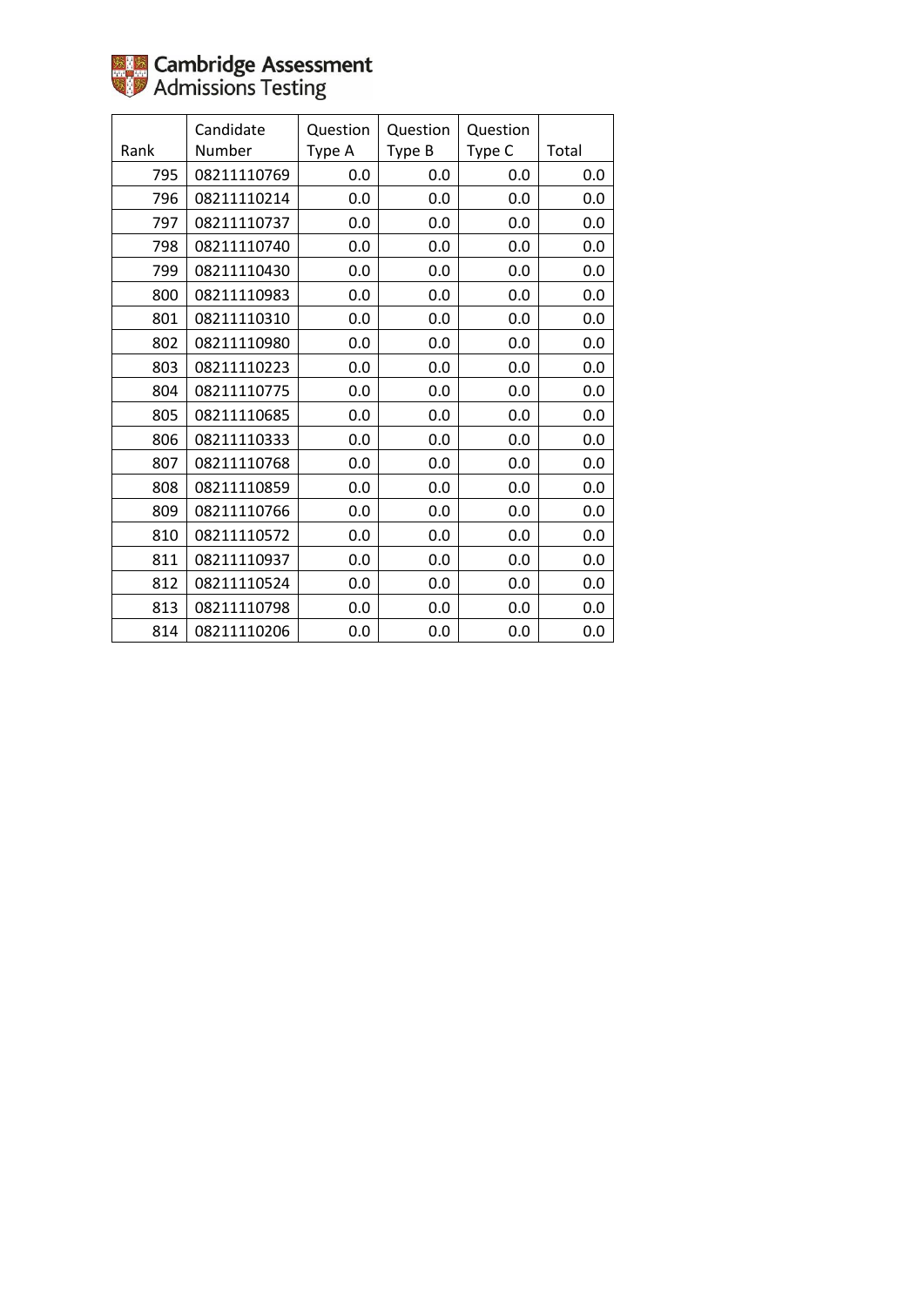| Rank | Candidate Number | Question Type A | Question Type B | Question Type C | Total |
|---|---|---|---|---|---|
| 795 | 08211110769 | 0.0 | 0.0 | 0.0 | 0.0 |
| 796 | 08211110214 | 0.0 | 0.0 | 0.0 | 0.0 |
| 797 | 08211110737 | 0.0 | 0.0 | 0.0 | 0.0 |
| 798 | 08211110740 | 0.0 | 0.0 | 0.0 | 0.0 |
| 799 | 08211110430 | 0.0 | 0.0 | 0.0 | 0.0 |
| 800 | 08211110983 | 0.0 | 0.0 | 0.0 | 0.0 |
| 801 | 08211110310 | 0.0 | 0.0 | 0.0 | 0.0 |
| 802 | 08211110980 | 0.0 | 0.0 | 0.0 | 0.0 |
| 803 | 08211110223 | 0.0 | 0.0 | 0.0 | 0.0 |
| 804 | 08211110775 | 0.0 | 0.0 | 0.0 | 0.0 |
| 805 | 08211110685 | 0.0 | 0.0 | 0.0 | 0.0 |
| 806 | 08211110333 | 0.0 | 0.0 | 0.0 | 0.0 |
| 807 | 08211110768 | 0.0 | 0.0 | 0.0 | 0.0 |
| 808 | 08211110859 | 0.0 | 0.0 | 0.0 | 0.0 |
| 809 | 08211110766 | 0.0 | 0.0 | 0.0 | 0.0 |
| 810 | 08211110572 | 0.0 | 0.0 | 0.0 | 0.0 |
| 811 | 08211110937 | 0.0 | 0.0 | 0.0 | 0.0 |
| 812 | 08211110524 | 0.0 | 0.0 | 0.0 | 0.0 |
| 813 | 08211110798 | 0.0 | 0.0 | 0.0 | 0.0 |
| 814 | 08211110206 | 0.0 | 0.0 | 0.0 | 0.0 |